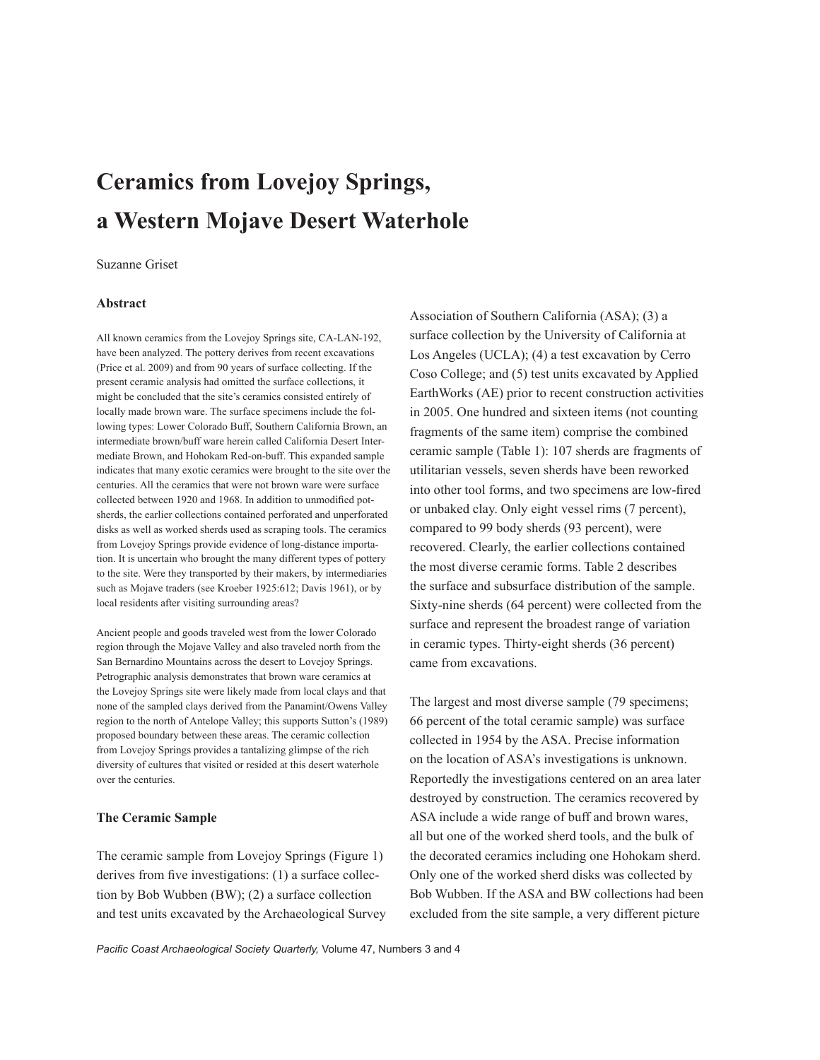# Ceramics from Lovejoy Springs, a Western Mojave Desert Waterhole

Suzanne Griset

### Abstract

All known ceramics from the Lovejoy Springs site, CA-LAN-192, have been analyzed. The pottery derives from recent excavations (Price et al. 2009) and from 90 years of surface collecting. If the present ceramic analysis had omitted the surface collections, it might be concluded that the site's ceramics consisted entirely of locally made brown ware. The surface specimens include the following types: Lower Colorado Buff, Southern California Brown, an intermediate brown/buff ware herein called California Desert Intermediate Brown, and Hohokam Red-on-buff. This expanded sample indicates that many exotic ceramics were brought to the site over the centuries. All the ceramics that were not brown ware were surface collected between 1920 and 1968. In addition to unmodified potsherds, the earlier collections contained perforated and unperforated disks as well as worked sherds used as scraping tools. The ceramics from Lovejoy Springs provide evidence of long-distance importation. It is uncertain who brought the many different types of pottery to the site. Were they transported by their makers, by intermediaries such as Mojave traders (see Kroeber 1925:612; Davis 1961), or by local residents after visiting surrounding areas?

Ancient people and goods traveled west from the lower Colorado region through the Mojave Valley and also traveled north from the San Bernardino Mountains across the desert to Lovejoy Springs. Petrographic analysis demonstrates that brown ware ceramics at the Lovejoy Springs site were likely made from local clays and that none of the sampled clays derived from the Panamint/Owens Valley region to the north of Antelope Valley; this supports Sutton's (1989) proposed boundary between these areas. The ceramic collection from Lovejoy Springs provides a tantalizing glimpse of the rich diversity of cultures that visited or resided at this desert waterhole over the centuries.

### The Ceramic Sample

The ceramic sample from Lovejoy Springs (Figure 1) derives from five investigations: (1) a surface collection by Bob Wubben (BW); (2) a surface collection and test units excavated by the Archaeological Survey Association of Southern California (ASA); (3) a surface collection by the University of California at Los Angeles (UCLA); (4) a test excavation by Cerro Coso College; and (5) test units excavated by Applied EarthWorks (AE) prior to recent construction activities in 2005. One hundred and sixteen items (not counting fragments of the same item) comprise the combined ceramic sample (Table 1): 107 sherds are fragments of utilitarian vessels, seven sherds have been reworked into other tool forms, and two specimens are low-fired or unbaked clay. Only eight vessel rims (7 percent), compared to 99 body sherds (93 percent), were recovered. Clearly, the earlier collections contained the most diverse ceramic forms. Table 2 describes the surface and subsurface distribution of the sample. Sixty-nine sherds (64 percent) were collected from the surface and represent the broadest range of variation in ceramic types. Thirty-eight sherds (36 percent) came from excavations.

The largest and most diverse sample (79 specimens; 66 percent of the total ceramic sample) was surface collected in 1954 by the ASA. Precise information on the location of ASA's investigations is unknown. Reportedly the investigations centered on an area later destroyed by construction. The ceramics recovered by ASA include a wide range of buff and brown wares, all but one of the worked sherd tools, and the bulk of the decorated ceramics including one Hohokam sherd. Only one of the worked sherd disks was collected by Bob Wubben. If the ASA and BW collections had been excluded from the site sample, a very different picture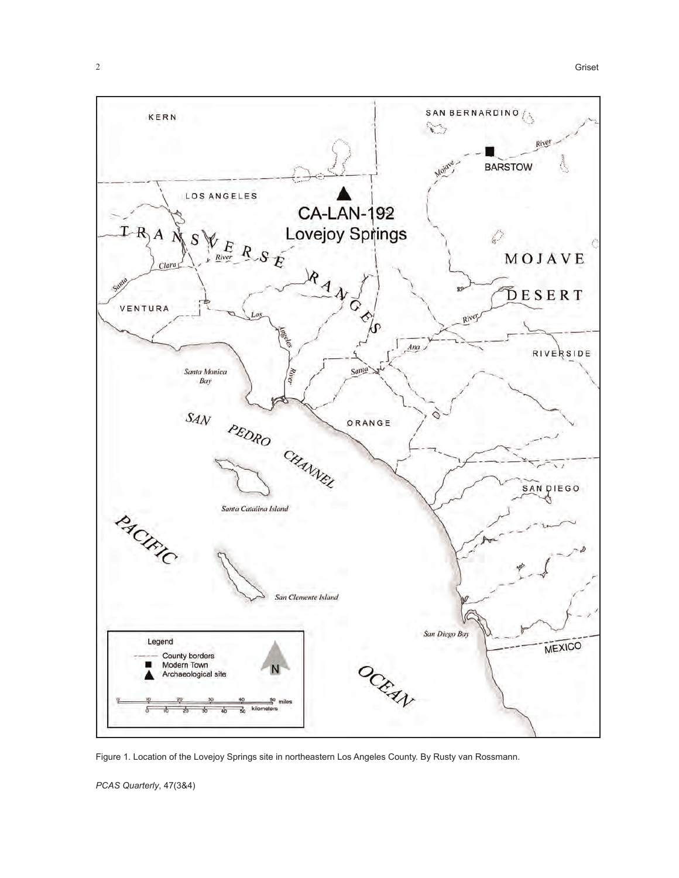Figure 1. Location of the Lovejoy Springs site in northeastern Los Angeles County. By Rusty van Rossmann.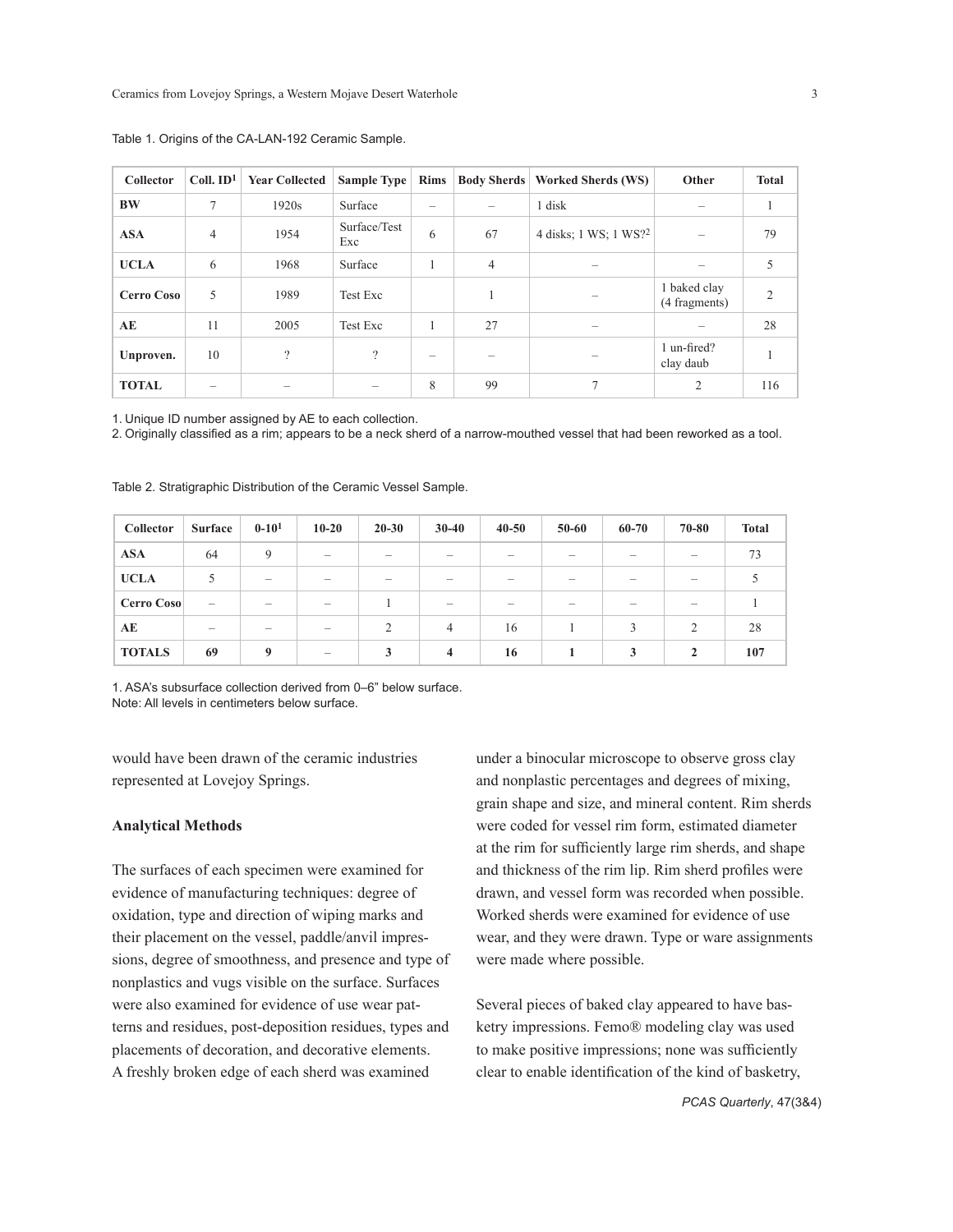Table 1. Origins of the CA-LAN-192 Ceramic Sample.

| Collector | Coll. ID[1] | Year Collected | Sample Type | Rims | Body Sherds | Worked Sherds (WS) | Other | Total |
|---|---|---|---|---|---|---|---|---|
| **BW** | 7 | 1920s | Surface | – | – | 1 disk | – | 1 |
| **ASA** | 4 | 1954 | Surface/Test Exc | 6 | 67 | 4 disks; 1 WS; 1 WS?[2] | – | 79 |
| **UCLA** | 6 | 1968 | Surface | 1 | 4 | – | – | 5 |
| **Cerro Coso** | 5 | 1989 | Test Exc | | 1 | – | 1 baked clay (4 fragments) | 2 |
| **AE** | 11 | 2005 | Test Exc | 1 | 27 | – | – | 28 |
| **Unproven.** | 10 | ? | ? | – | – | – | 1 un-fired? clay daub | 1 |
| **TOTAL** | – | – | – | 8 | 99 | 7 | 2 | 116 |

1. Unique ID number assigned by AE to each collection.
2. Originally classified as a rim; appears to be a neck sherd of a narrow-mouthed vessel that had been reworked as a tool.

Table 2. Stratigraphic Distribution of the Ceramic Vessel Sample.

| Collector | Surface | 0-10[1] | 10-20 | 20-30 | 30-40 | 40-50 | 50-60 | 60-70 | 70-80 | Total |
|---|---|---|---|---|---|---|---|---|---|---|
| **ASA** | 64 | 9 | – | – | – | – | – | – | – | 73 |
| **UCLA** | 5 | – | – | – | – | – | – | – | – | 5 |
| **Cerro Coso** | – | – | – | 1 | – | – | – | – | – | 1 |
| **AE** | – | – | – | 2 | 4 | 16 | 1 | 3 | 2 | 28 |
| **TOTALS** | **69** | **9** | – | **3** | **4** | **16** | **1** | **3** | **2** | **107** |

1. ASA's subsurface collection derived from 0–6" below surface.
Note: All levels in centimeters below surface.

would have been drawn of the ceramic industries represented at Lovejoy Springs.

### Analytical Methods

The surfaces of each specimen were examined for evidence of manufacturing techniques: degree of oxidation, type and direction of wiping marks and their placement on the vessel, paddle/anvil impressions, degree of smoothness, and presence and type of nonplastics and vugs visible on the surface. Surfaces were also examined for evidence of use wear patterns and residues, post-deposition residues, types and placements of decoration, and decorative elements. A freshly broken edge of each sherd was examined under a binocular microscope to observe gross clay and nonplastic percentages and degrees of mixing, grain shape and size, and mineral content. Rim sherds were coded for vessel rim form, estimated diameter at the rim for sufficiently large rim sherds, and shape and thickness of the rim lip. Rim sherd profiles were drawn, and vessel form was recorded when possible. Worked sherds were examined for evidence of use wear, and they were drawn. Type or ware assignments were made where possible.

Several pieces of baked clay appeared to have basketry impressions. Femo® modeling clay was used to make positive impressions; none was sufficiently clear to enable identification of the kind of basketry,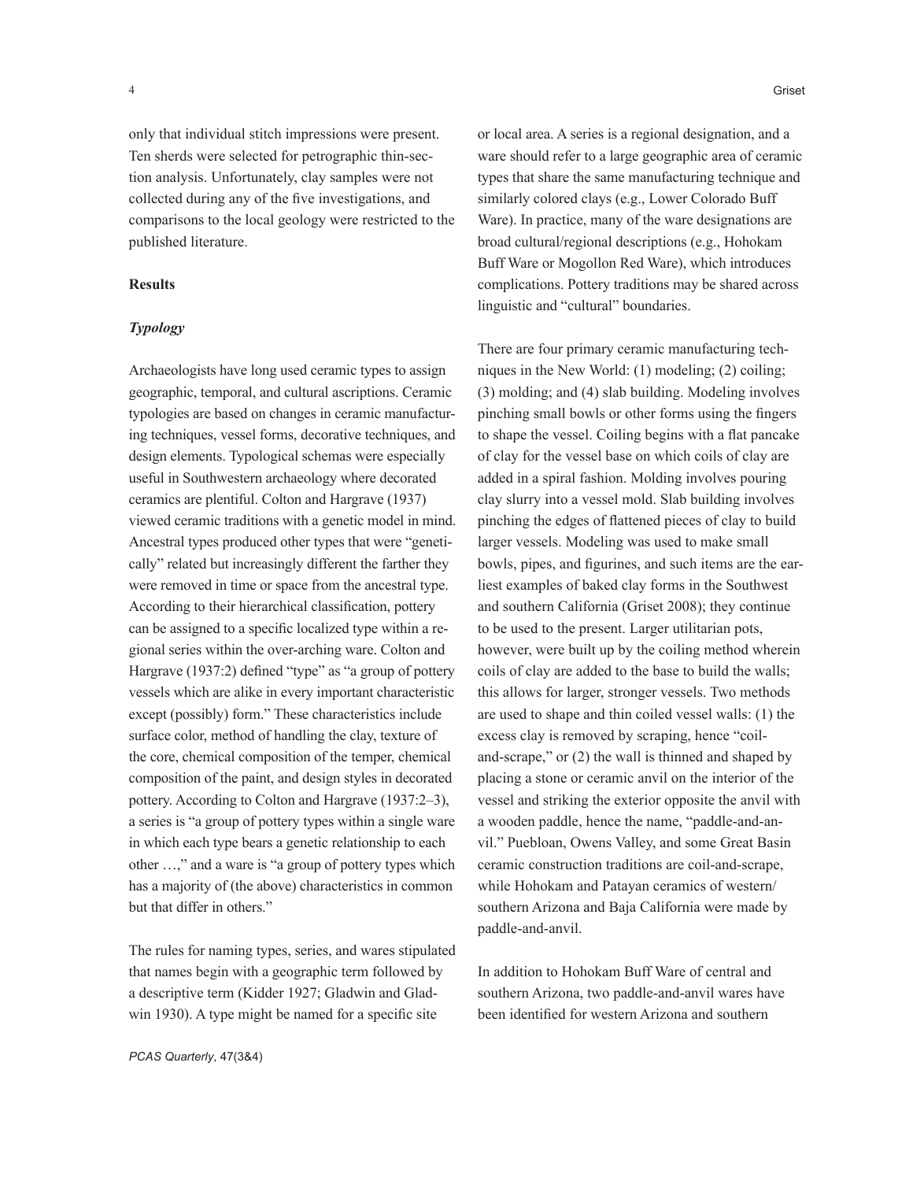only that individual stitch impressions were present. Ten sherds were selected for petrographic thin-section analysis. Unfortunately, clay samples were not collected during any of the five investigations, and comparisons to the local geology were restricted to the published literature.

**Results**

***Typology***

Archaeologists have long used ceramic types to assign geographic, temporal, and cultural ascriptions. Ceramic typologies are based on changes in ceramic manufacturing techniques, vessel forms, decorative techniques, and design elements. Typological schemas were especially useful in Southwestern archaeology where decorated ceramics are plentiful. Colton and Hargrave (1937) viewed ceramic traditions with a genetic model in mind. Ancestral types produced other types that were "genetically" related but increasingly different the farther they were removed in time or space from the ancestral type. According to their hierarchical classification, pottery can be assigned to a specific localized type within a regional series within the over-arching ware. Colton and Hargrave (1937:2) defined "type" as "a group of pottery vessels which are alike in every important characteristic except (possibly) form." These characteristics include surface color, method of handling the clay, texture of the core, chemical composition of the temper, chemical composition of the paint, and design styles in decorated pottery. According to Colton and Hargrave (1937:2–3), a series is "a group of pottery types within a single ware in which each type bears a genetic relationship to each other …," and a ware is "a group of pottery types which has a majority of (the above) characteristics in common but that differ in others."

The rules for naming types, series, and wares stipulated that names begin with a geographic term followed by a descriptive term (Kidder 1927; Gladwin and Gladwin 1930). A type might be named for a specific site or local area. A series is a regional designation, and a ware should refer to a large geographic area of ceramic types that share the same manufacturing technique and similarly colored clays (e.g., Lower Colorado Buff Ware). In practice, many of the ware designations are broad cultural/regional descriptions (e.g., Hohokam Buff Ware or Mogollon Red Ware), which introduces complications. Pottery traditions may be shared across linguistic and "cultural" boundaries.

There are four primary ceramic manufacturing techniques in the New World: (1) modeling; (2) coiling; (3) molding; and (4) slab building. Modeling involves pinching small bowls or other forms using the fingers to shape the vessel. Coiling begins with a flat pancake of clay for the vessel base on which coils of clay are added in a spiral fashion. Molding involves pouring clay slurry into a vessel mold. Slab building involves pinching the edges of flattened pieces of clay to build larger vessels. Modeling was used to make small bowls, pipes, and figurines, and such items are the earliest examples of baked clay forms in the Southwest and southern California (Griset 2008); they continue to be used to the present. Larger utilitarian pots, however, were built up by the coiling method wherein coils of clay are added to the base to build the walls; this allows for larger, stronger vessels. Two methods are used to shape and thin coiled vessel walls: (1) the excess clay is removed by scraping, hence "coil-and-scrape," or (2) the wall is thinned and shaped by placing a stone or ceramic anvil on the interior of the vessel and striking the exterior opposite the anvil with a wooden paddle, hence the name, "paddle-and-anvil." Puebloan, Owens Valley, and some Great Basin ceramic construction traditions are coil-and-scrape, while Hohokam and Patayan ceramics of western/southern Arizona and Baja California were made by paddle-and-anvil.

In addition to Hohokam Buff Ware of central and southern Arizona, two paddle-and-anvil wares have been identified for western Arizona and southern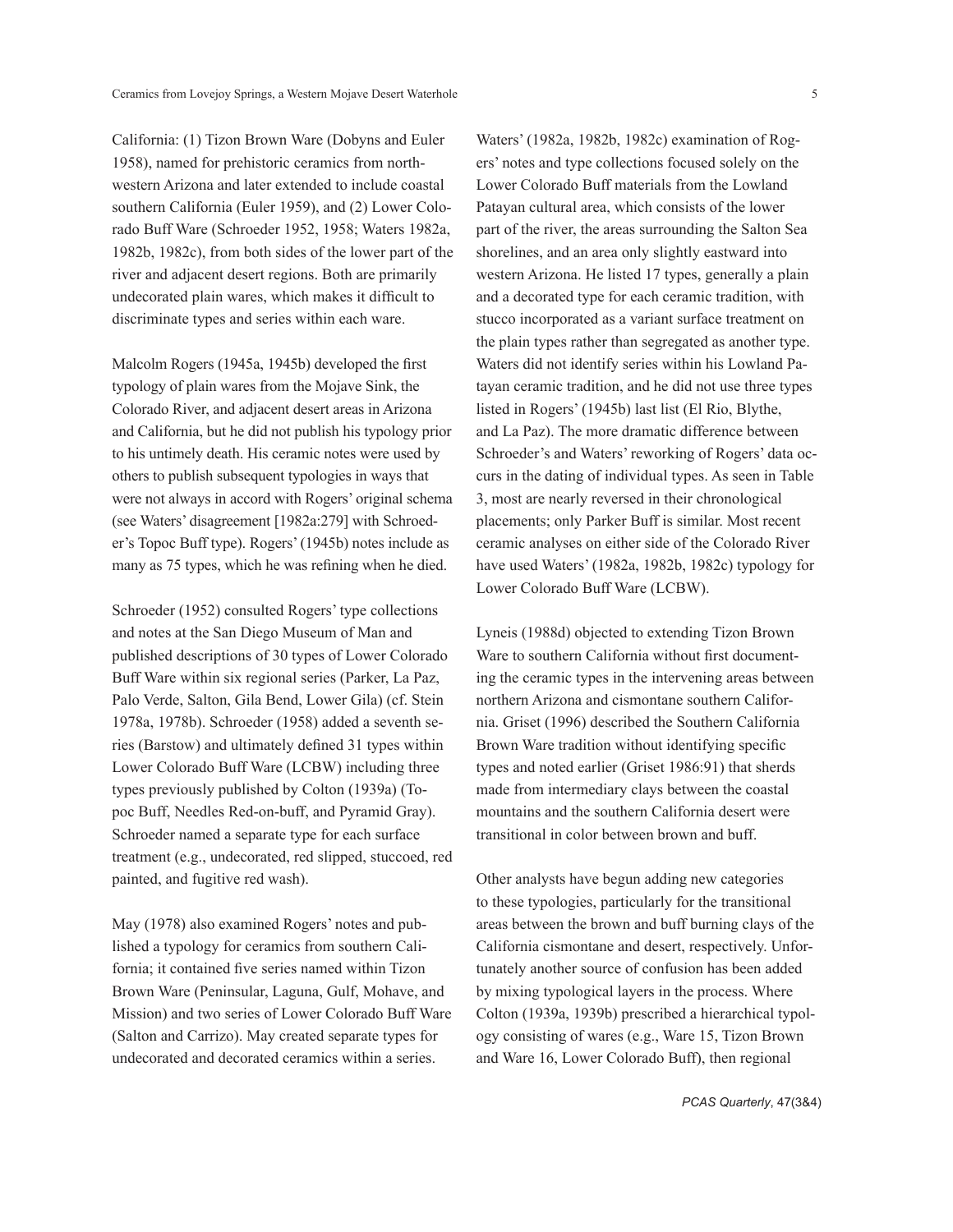California: (1) Tizon Brown Ware (Dobyns and Euler 1958), named for prehistoric ceramics from northwestern Arizona and later extended to include coastal southern California (Euler 1959), and (2) Lower Colorado Buff Ware (Schroeder 1952, 1958; Waters 1982a, 1982b, 1982c), from both sides of the lower part of the river and adjacent desert regions. Both are primarily undecorated plain wares, which makes it difficult to discriminate types and series within each ware.

Malcolm Rogers (1945a, 1945b) developed the first typology of plain wares from the Mojave Sink, the Colorado River, and adjacent desert areas in Arizona and California, but he did not publish his typology prior to his untimely death. His ceramic notes were used by others to publish subsequent typologies in ways that were not always in accord with Rogers' original schema (see Waters' disagreement [1982a:279] with Schroeder's Topoc Buff type). Rogers' (1945b) notes include as many as 75 types, which he was refining when he died.

Schroeder (1952) consulted Rogers' type collections and notes at the San Diego Museum of Man and published descriptions of 30 types of Lower Colorado Buff Ware within six regional series (Parker, La Paz, Palo Verde, Salton, Gila Bend, Lower Gila) (cf. Stein 1978a, 1978b). Schroeder (1958) added a seventh series (Barstow) and ultimately defined 31 types within Lower Colorado Buff Ware (LCBW) including three types previously published by Colton (1939a) (Topoc Buff, Needles Red-on-buff, and Pyramid Gray). Schroeder named a separate type for each surface treatment (e.g., undecorated, red slipped, stuccoed, red painted, and fugitive red wash).

May (1978) also examined Rogers' notes and published a typology for ceramics from southern California; it contained five series named within Tizon Brown Ware (Peninsular, Laguna, Gulf, Mohave, and Mission) and two series of Lower Colorado Buff Ware (Salton and Carrizo). May created separate types for undecorated and decorated ceramics within a series.

Waters' (1982a, 1982b, 1982c) examination of Rogers' notes and type collections focused solely on the Lower Colorado Buff materials from the Lowland Patayan cultural area, which consists of the lower part of the river, the areas surrounding the Salton Sea shorelines, and an area only slightly eastward into western Arizona. He listed 17 types, generally a plain and a decorated type for each ceramic tradition, with stucco incorporated as a variant surface treatment on the plain types rather than segregated as another type. Waters did not identify series within his Lowland Patayan ceramic tradition, and he did not use three types listed in Rogers' (1945b) last list (El Rio, Blythe, and La Paz). The more dramatic difference between Schroeder's and Waters' reworking of Rogers' data occurs in the dating of individual types. As seen in Table 3, most are nearly reversed in their chronological placements; only Parker Buff is similar. Most recent ceramic analyses on either side of the Colorado River have used Waters' (1982a, 1982b, 1982c) typology for Lower Colorado Buff Ware (LCBW).

Lyneis (1988d) objected to extending Tizon Brown Ware to southern California without first documenting the ceramic types in the intervening areas between northern Arizona and cismontane southern California. Griset (1996) described the Southern California Brown Ware tradition without identifying specific types and noted earlier (Griset 1986:91) that sherds made from intermediary clays between the coastal mountains and the southern California desert were transitional in color between brown and buff.

Other analysts have begun adding new categories to these typologies, particularly for the transitional areas between the brown and buff burning clays of the California cismontane and desert, respectively. Unfortunately another source of confusion has been added by mixing typological layers in the process. Where Colton (1939a, 1939b) prescribed a hierarchical typology consisting of wares (e.g., Ware 15, Tizon Brown and Ware 16, Lower Colorado Buff), then regional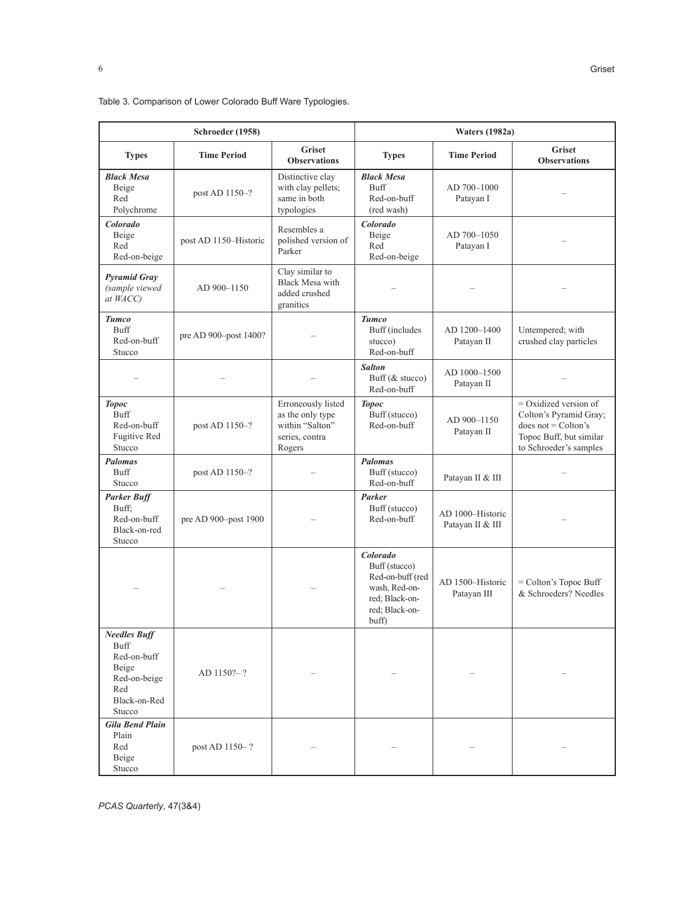Table 3. Comparison of Lower Colorado Buff Ware Typologies.

| Schroeder (1958) | | | Waters (1982a) | | |
|---|---|---|---|---|---|
| **Types** | **Time Period** | **Griset Observations** | **Types** | **Time Period** | **Griset Observations** |
| ***Black Mesa*** Beige Red Polychrome | post AD 1150–? | Distinctive clay with clay pellets; same in both typologies | ***Black Mesa*** Buff Red-on-buff (red wash) | AD 700–1000 Patayan I | – |
| ***Colorado*** Beige Red Red-on-beige | post AD 1150–Historic | Resembles a polished version of Parker | ***Colorado*** Beige Red Red-on-beige | AD 700–1050 Patayan I | – |
| ***Pyramid Gray*** *(sample viewed at WACC)* | AD 900–1150 | Clay similar to Black Mesa with added crushed granitics | – | – | – |
| ***Tumco*** Buff Red-on-buff Stucco | pre AD 900–post 1400? | – | ***Tumco*** Buff (includes stucco) Red-on-buff | AD 1200–1400 Patayan II | Untempered; with crushed clay particles |
| – | – | – | ***Salton*** Buff (& stucco) Red-on-buff | AD 1000–1500 Patayan II | – |
| ***Topoc*** Buff Red-on-buff Fugitive Red Stucco | post AD 1150–? | Erroneously listed as the only type within "Salton" series, contra Rogers | ***Topoc*** Buff (stucco) Red-on-buff | AD 900–1150 Patayan II | = Oxidized version of Colton's Pyramid Gray; does not = Colton's Topoc Buff, but similar to Schroeder's samples |
| ***Palomas*** Buff Stucco | post AD 1150–? | – | ***Palomas*** Buff (stucco) Red-on-buff | Patayan II & III | – |
| ***Parker Buff*** Buff; Red-on-buff Black-on-red Stucco | pre AD 900–post 1900 | – | ***Parker*** Buff (stucco) Red-on-buff | AD 1000–Historic Patayan II & III | – |
| – | – | – | ***Colorado*** Buff (stucco) Red-on-buff (red wash, Red-on-red; Black-on-red; Black-on-buff) | AD 1500–Historic Patayan III | = Colton's Topoc Buff & Schroeders? Needles |
| ***Needles Buff*** Buff Red-on-buff Beige Red-on-beige Red Black-on-Red Stucco | AD 1150?– ? | – | – | – | – |
| ***Gila Bend Plain*** Plain Red Beige Stucco | post AD 1150– ? | – | – | – | – |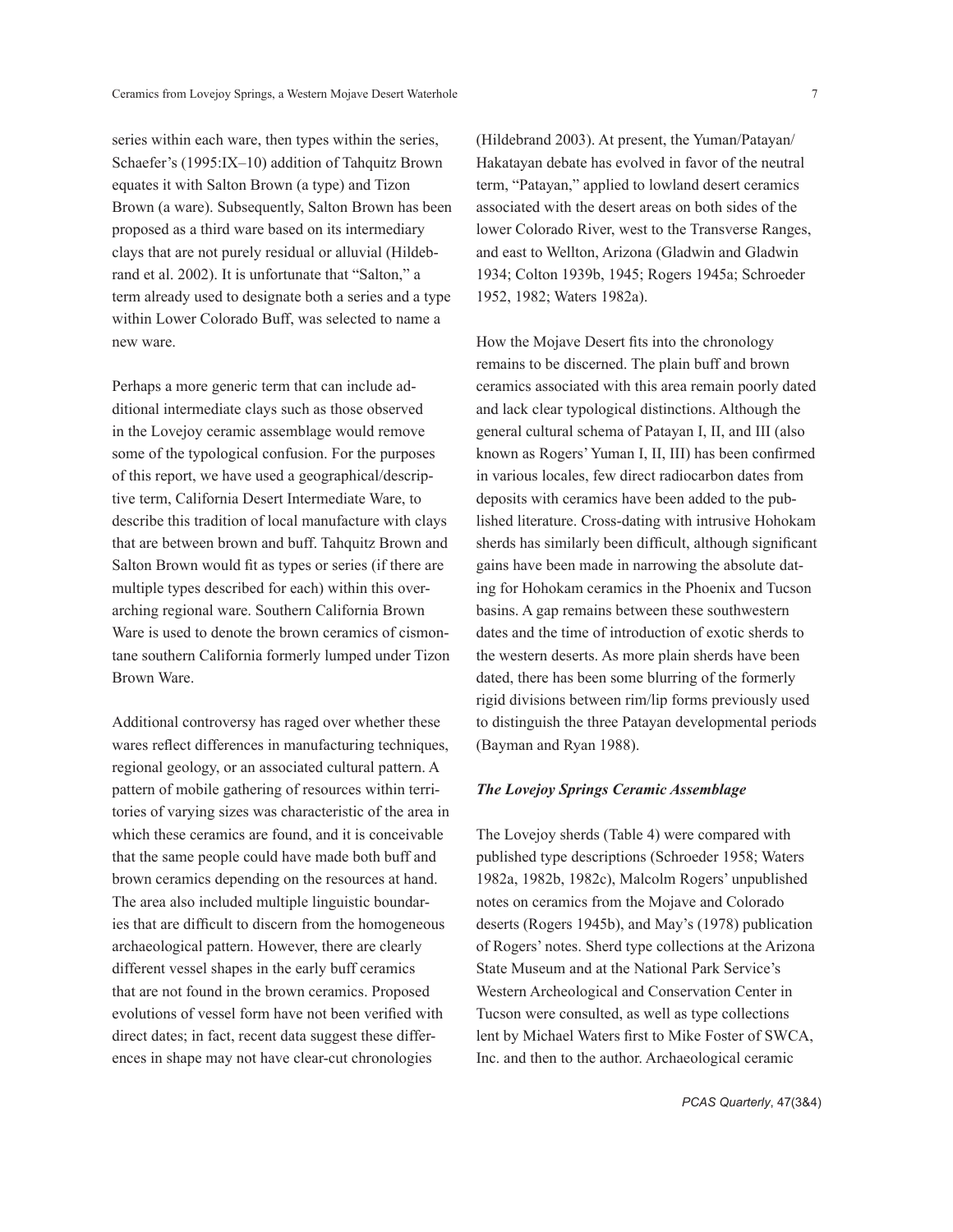series within each ware, then types within the series, Schaefer's (1995:IX–10) addition of Tahquitz Brown equates it with Salton Brown (a type) and Tizon Brown (a ware). Subsequently, Salton Brown has been proposed as a third ware based on its intermediary clays that are not purely residual or alluvial (Hildebrand et al. 2002). It is unfortunate that "Salton," a term already used to designate both a series and a type within Lower Colorado Buff, was selected to name a new ware.

Perhaps a more generic term that can include additional intermediate clays such as those observed in the Lovejoy ceramic assemblage would remove some of the typological confusion. For the purposes of this report, we have used a geographical/descriptive term, California Desert Intermediate Ware, to describe this tradition of local manufacture with clays that are between brown and buff. Tahquitz Brown and Salton Brown would fit as types or series (if there are multiple types described for each) within this overarching regional ware. Southern California Brown Ware is used to denote the brown ceramics of cismontane southern California formerly lumped under Tizon Brown Ware.

Additional controversy has raged over whether these wares reflect differences in manufacturing techniques, regional geology, or an associated cultural pattern. A pattern of mobile gathering of resources within territories of varying sizes was characteristic of the area in which these ceramics are found, and it is conceivable that the same people could have made both buff and brown ceramics depending on the resources at hand. The area also included multiple linguistic boundaries that are difficult to discern from the homogeneous archaeological pattern. However, there are clearly different vessel shapes in the early buff ceramics that are not found in the brown ceramics. Proposed evolutions of vessel form have not been verified with direct dates; in fact, recent data suggest these differences in shape may not have clear-cut chronologies (Hildebrand 2003). At present, the Yuman/Patayan/Hakatayan debate has evolved in favor of the neutral term, "Patayan," applied to lowland desert ceramics associated with the desert areas on both sides of the lower Colorado River, west to the Transverse Ranges, and east to Wellton, Arizona (Gladwin and Gladwin 1934; Colton 1939b, 1945; Rogers 1945a; Schroeder 1952, 1982; Waters 1982a).

How the Mojave Desert fits into the chronology remains to be discerned. The plain buff and brown ceramics associated with this area remain poorly dated and lack clear typological distinctions. Although the general cultural schema of Patayan I, II, and III (also known as Rogers' Yuman I, II, III) has been confirmed in various locales, few direct radiocarbon dates from deposits with ceramics have been added to the published literature. Cross-dating with intrusive Hohokam sherds has similarly been difficult, although significant gains have been made in narrowing the absolute dating for Hohokam ceramics in the Phoenix and Tucson basins. A gap remains between these southwestern dates and the time of introduction of exotic sherds to the western deserts. As more plain sherds have been dated, there has been some blurring of the formerly rigid divisions between rim/lip forms previously used to distinguish the three Patayan developmental periods (Bayman and Ryan 1988).

### *The Lovejoy Springs Ceramic Assemblage*

The Lovejoy sherds (Table 4) were compared with published type descriptions (Schroeder 1958; Waters 1982a, 1982b, 1982c), Malcolm Rogers' unpublished notes on ceramics from the Mojave and Colorado deserts (Rogers 1945b), and May's (1978) publication of Rogers' notes. Sherd type collections at the Arizona State Museum and at the National Park Service's Western Archeological and Conservation Center in Tucson were consulted, as well as type collections lent by Michael Waters first to Mike Foster of SWCA, Inc. and then to the author. Archaeological ceramic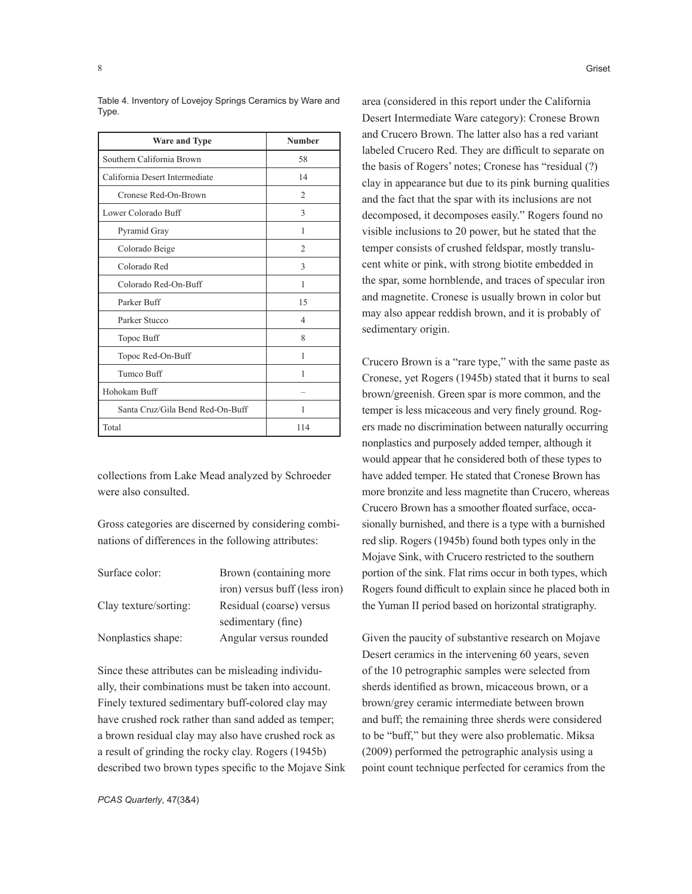Table 4. Inventory of Lovejoy Springs Ceramics by Ware and Type.

| Ware and Type | Number |
|---|---|
| Southern California Brown | 58 |
| California Desert Intermediate | 14 |
| Cronese Red-On-Brown | 2 |
| Lower Colorado Buff | 3 |
| Pyramid Gray | 1 |
| Colorado Beige | 2 |
| Colorado Red | 3 |
| Colorado Red-On-Buff | 1 |
| Parker Buff | 15 |
| Parker Stucco | 4 |
| Topoc Buff | 8 |
| Topoc Red-On-Buff | 1 |
| Tumco Buff | 1 |
| Hohokam Buff | – |
| Santa Cruz/Gila Bend Red-On-Buff | 1 |
| Total | 114 |

collections from Lake Mead analyzed by Schroeder were also consulted.

Gross categories are discerned by considering combinations of differences in the following attributes:

| | |
|---|---|
| Surface color: | Brown (containing more iron) versus buff (less iron) |
| Clay texture/sorting: | Residual (coarse) versus sedimentary (fine) |
| Nonplastics shape: | Angular versus rounded |

Since these attributes can be misleading individually, their combinations must be taken into account. Finely textured sedimentary buff-colored clay may have crushed rock rather than sand added as temper; a brown residual clay may also have crushed rock as a result of grinding the rocky clay. Rogers (1945b) described two brown types specific to the Mojave Sink area (considered in this report under the California Desert Intermediate Ware category): Cronese Brown and Crucero Brown. The latter also has a red variant labeled Crucero Red. They are difficult to separate on the basis of Rogers' notes; Cronese has "residual (?) clay in appearance but due to its pink burning qualities and the fact that the spar with its inclusions are not decomposed, it decomposes easily." Rogers found no visible inclusions to 20 power, but he stated that the temper consists of crushed feldspar, mostly translucent white or pink, with strong biotite embedded in the spar, some hornblende, and traces of specular iron and magnetite. Cronese is usually brown in color but may also appear reddish brown, and it is probably of sedimentary origin.

Crucero Brown is a "rare type," with the same paste as Cronese, yet Rogers (1945b) stated that it burns to seal brown/greenish. Green spar is more common, and the temper is less micaceous and very finely ground. Rogers made no discrimination between naturally occurring nonplastics and purposely added temper, although it would appear that he considered both of these types to have added temper. He stated that Cronese Brown has more bronzite and less magnetite than Crucero, whereas Crucero Brown has a smoother floated surface, occasionally burnished, and there is a type with a burnished red slip. Rogers (1945b) found both types only in the Mojave Sink, with Crucero restricted to the southern portion of the sink. Flat rims occur in both types, which Rogers found difficult to explain since he placed both in the Yuman II period based on horizontal stratigraphy.

Given the paucity of substantive research on Mojave Desert ceramics in the intervening 60 years, seven of the 10 petrographic samples were selected from sherds identified as brown, micaceous brown, or a brown/grey ceramic intermediate between brown and buff; the remaining three sherds were considered to be "buff," but they were also problematic. Miksa (2009) performed the petrographic analysis using a point count technique perfected for ceramics from the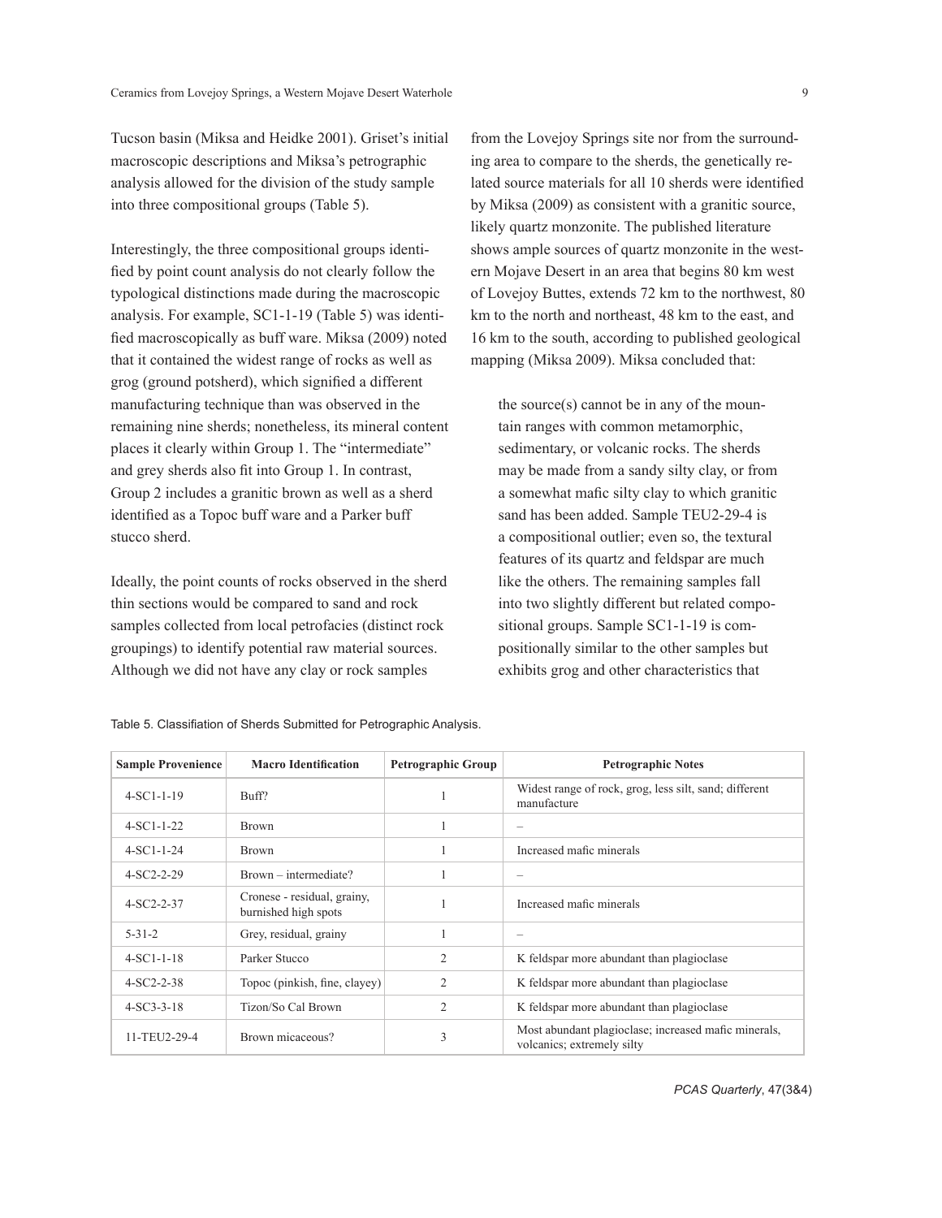Tucson basin (Miksa and Heidke 2001). Griset's initial macroscopic descriptions and Miksa's petrographic analysis allowed for the division of the study sample into three compositional groups (Table 5).

Interestingly, the three compositional groups identified by point count analysis do not clearly follow the typological distinctions made during the macroscopic analysis. For example, SC1-1-19 (Table 5) was identified macroscopically as buff ware. Miksa (2009) noted that it contained the widest range of rocks as well as grog (ground potsherd), which signified a different manufacturing technique than was observed in the remaining nine sherds; nonetheless, its mineral content places it clearly within Group 1. The "intermediate" and grey sherds also fit into Group 1. In contrast, Group 2 includes a granitic brown as well as a sherd identified as a Topoc buff ware and a Parker buff stucco sherd.

Ideally, the point counts of rocks observed in the sherd thin sections would be compared to sand and rock samples collected from local petrofacies (distinct rock groupings) to identify potential raw material sources. Although we did not have any clay or rock samples from the Lovejoy Springs site nor from the surrounding area to compare to the sherds, the genetically related source materials for all 10 sherds were identified by Miksa (2009) as consistent with a granitic source, likely quartz monzonite. The published literature shows ample sources of quartz monzonite in the western Mojave Desert in an area that begins 80 km west of Lovejoy Buttes, extends 72 km to the northwest, 80 km to the north and northeast, 48 km to the east, and 16 km to the south, according to published geological mapping (Miksa 2009). Miksa concluded that:

> the source(s) cannot be in any of the mountain ranges with common metamorphic, sedimentary, or volcanic rocks. The sherds may be made from a sandy silty clay, or from a somewhat mafic silty clay to which granitic sand has been added. Sample TEU2-29-4 is a compositional outlier; even so, the textural features of its quartz and feldspar are much like the others. The remaining samples fall into two slightly different but related compositional groups. Sample SC1-1-19 is compositionally similar to the other samples but exhibits grog and other characteristics that

Table 5. Classifiation of Sherds Submitted for Petrographic Analysis.

| Sample Provenience | Macro Identification | Petrographic Group | Petrographic Notes |
|---|---|---|---|
| 4-SC1-1-19 | Buff? | 1 | Widest range of rock, grog, less silt, sand; different manufacture |
| 4-SC1-1-22 | Brown | 1 | – |
| 4-SC1-1-24 | Brown | 1 | Increased mafic minerals |
| 4-SC2-2-29 | Brown – intermediate? | 1 | – |
| 4-SC2-2-37 | Cronese - residual, grainy, burnished high spots | 1 | Increased mafic minerals |
| 5-31-2 | Grey, residual, grainy | 1 | – |
| 4-SC1-1-18 | Parker Stucco | 2 | K feldspar more abundant than plagioclase |
| 4-SC2-2-38 | Topoc (pinkish, fine, clayey) | 2 | K feldspar more abundant than plagioclase |
| 4-SC3-3-18 | Tizon/So Cal Brown | 2 | K feldspar more abundant than plagioclase |
| 11-TEU2-29-4 | Brown micaceous? | 3 | Most abundant plagioclase; increased mafic minerals, volcanics; extremely silty |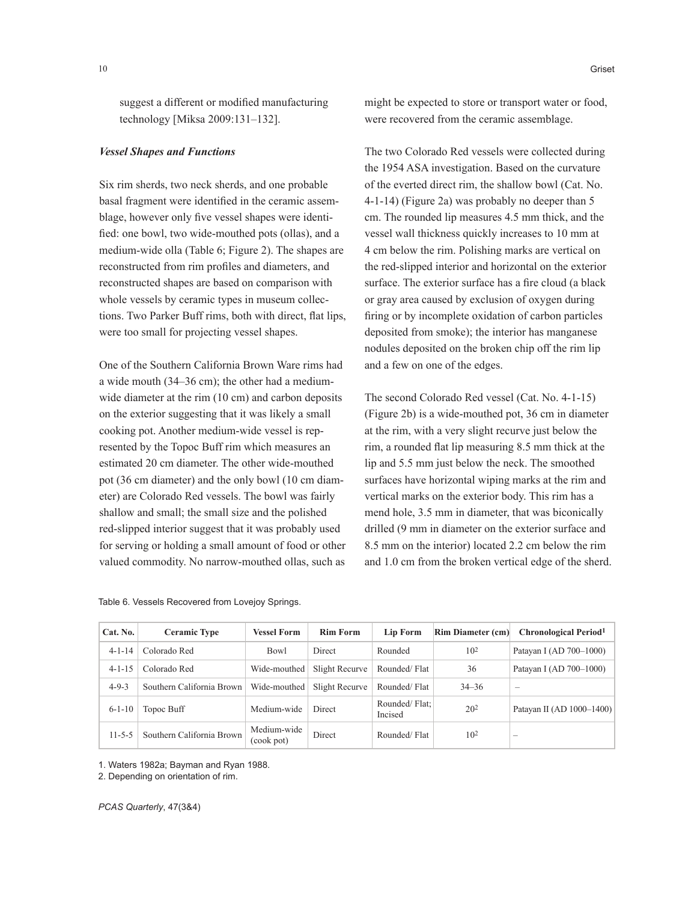suggest a different or modified manufacturing technology [Miksa 2009:131–132].

### *Vessel Shapes and Functions*

Six rim sherds, two neck sherds, and one probable basal fragment were identified in the ceramic assemblage, however only five vessel shapes were identified: one bowl, two wide-mouthed pots (ollas), and a medium-wide olla (Table 6; Figure 2). The shapes are reconstructed from rim profiles and diameters, and reconstructed shapes are based on comparison with whole vessels by ceramic types in museum collections. Two Parker Buff rims, both with direct, flat lips, were too small for projecting vessel shapes.

One of the Southern California Brown Ware rims had a wide mouth (34–36 cm); the other had a medium-wide diameter at the rim (10 cm) and carbon deposits on the exterior suggesting that it was likely a small cooking pot. Another medium-wide vessel is represented by the Topoc Buff rim which measures an estimated 20 cm diameter. The other wide-mouthed pot (36 cm diameter) and the only bowl (10 cm diameter) are Colorado Red vessels. The bowl was fairly shallow and small; the small size and the polished red-slipped interior suggest that it was probably used for serving or holding a small amount of food or other valued commodity. No narrow-mouthed ollas, such as might be expected to store or transport water or food, were recovered from the ceramic assemblage.

The two Colorado Red vessels were collected during the 1954 ASA investigation. Based on the curvature of the everted direct rim, the shallow bowl (Cat. No. 4-1-14) (Figure 2a) was probably no deeper than 5 cm. The rounded lip measures 4.5 mm thick, and the vessel wall thickness quickly increases to 10 mm at 4 cm below the rim. Polishing marks are vertical on the red-slipped interior and horizontal on the exterior surface. The exterior surface has a fire cloud (a black or gray area caused by exclusion of oxygen during firing or by incomplete oxidation of carbon particles deposited from smoke); the interior has manganese nodules deposited on the broken chip off the rim lip and a few on one of the edges.

The second Colorado Red vessel (Cat. No. 4-1-15) (Figure 2b) is a wide-mouthed pot, 36 cm in diameter at the rim, with a very slight recurve just below the rim, a rounded flat lip measuring 8.5 mm thick at the lip and 5.5 mm just below the neck. The smoothed surfaces have horizontal wiping marks at the rim and vertical marks on the exterior body. This rim has a mend hole, 3.5 mm in diameter, that was biconically drilled (9 mm in diameter on the exterior surface and 8.5 mm on the interior) located 2.2 cm below the rim and 1.0 cm from the broken vertical edge of the sherd.

Table 6. Vessels Recovered from Lovejoy Springs.

| Cat. No. | Ceramic Type | Vessel Form | Rim Form | Lip Form | Rim Diameter (cm) | Chronological Period[1] |
|---|---|---|---|---|---|---|
| 4-1-14 | Colorado Red | Bowl | Direct | Rounded | 10[2] | Patayan I (AD 700–1000) |
| 4-1-15 | Colorado Red | Wide-mouthed | Slight Recurve | Rounded/ Flat | 36 | Patayan I (AD 700–1000) |
| 4-9-3 | Southern California Brown | Wide-mouthed | Slight Recurve | Rounded/ Flat | 34–36 | – |
| 6-1-10 | Topoc Buff | Medium-wide | Direct | Rounded/ Flat; Incised | 20[2] | Patayan II (AD 1000–1400) |
| 11-5-5 | Southern California Brown | Medium-wide (cook pot) | Direct | Rounded/ Flat | 10[2] | – |

1. Waters 1982a; Bayman and Ryan 1988.
2. Depending on orientation of rim.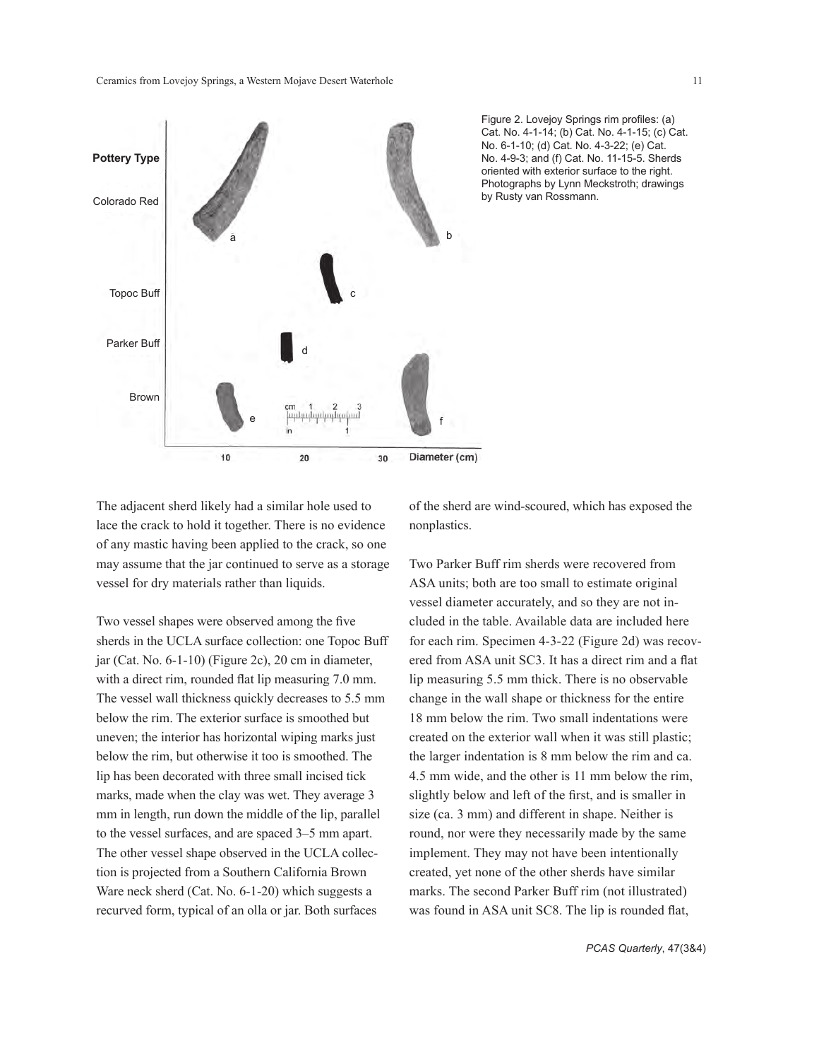Figure 2. Lovejoy Springs rim profiles: (a) Cat. No. 4-1-14; (b) Cat. No. 4-1-15; (c) Cat. No. 6-1-10; (d) Cat. No. 4-3-22; (e) Cat. No. 4-9-3; and (f) Cat. No. 11-15-5. Sherds oriented with exterior surface to the right. Photographs by Lynn Meckstroth; drawings by Rusty van Rossmann.

The adjacent sherd likely had a similar hole used to lace the crack to hold it together. There is no evidence of any mastic having been applied to the crack, so one may assume that the jar continued to serve as a storage vessel for dry materials rather than liquids.

Two vessel shapes were observed among the five sherds in the UCLA surface collection: one Topoc Buff jar (Cat. No. 6-1-10) (Figure 2c), 20 cm in diameter, with a direct rim, rounded flat lip measuring 7.0 mm. The vessel wall thickness quickly decreases to 5.5 mm below the rim. The exterior surface is smoothed but uneven; the interior has horizontal wiping marks just below the rim, but otherwise it too is smoothed. The lip has been decorated with three small incised tick marks, made when the clay was wet. They average 3 mm in length, run down the middle of the lip, parallel to the vessel surfaces, and are spaced 3–5 mm apart. The other vessel shape observed in the UCLA collection is projected from a Southern California Brown Ware neck sherd (Cat. No. 6-1-20) which suggests a recurved form, typical of an olla or jar. Both surfaces of the sherd are wind-scoured, which has exposed the nonplastics.

Two Parker Buff rim sherds were recovered from ASA units; both are too small to estimate original vessel diameter accurately, and so they are not included in the table. Available data are included here for each rim. Specimen 4-3-22 (Figure 2d) was recovered from ASA unit SC3. It has a direct rim and a flat lip measuring 5.5 mm thick. There is no observable change in the wall shape or thickness for the entire 18 mm below the rim. Two small indentations were created on the exterior wall when it was still plastic; the larger indentation is 8 mm below the rim and ca. 4.5 mm wide, and the other is 11 mm below the rim, slightly below and left of the first, and is smaller in size (ca. 3 mm) and different in shape. Neither is round, nor were they necessarily made by the same implement. They may not have been intentionally created, yet none of the other sherds have similar marks. The second Parker Buff rim (not illustrated) was found in ASA unit SC8. The lip is rounded flat,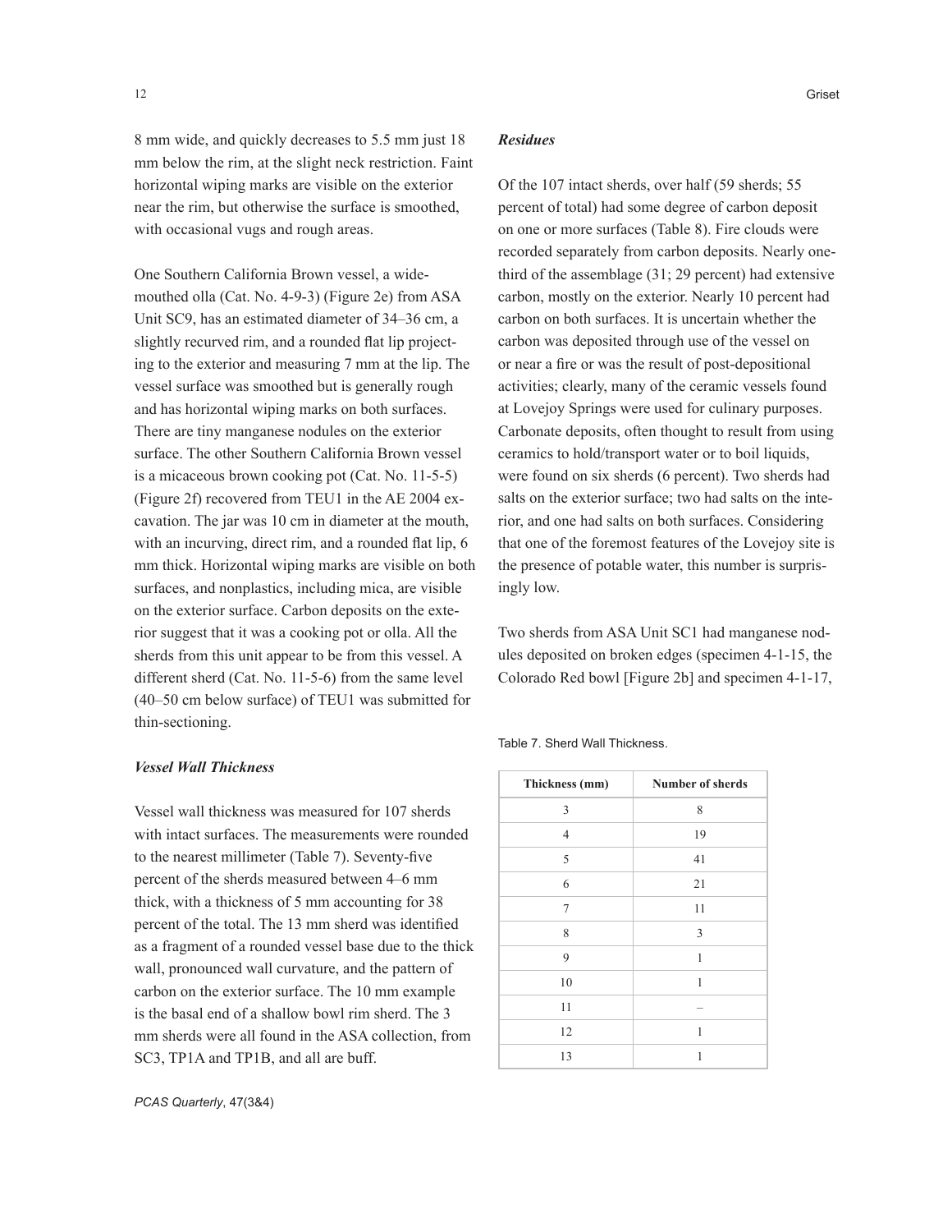8 mm wide, and quickly decreases to 5.5 mm just 18 mm below the rim, at the slight neck restriction. Faint horizontal wiping marks are visible on the exterior near the rim, but otherwise the surface is smoothed, with occasional vugs and rough areas.

One Southern California Brown vessel, a wide-mouthed olla (Cat. No. 4-9-3) (Figure 2e) from ASA Unit SC9, has an estimated diameter of 34–36 cm, a slightly recurved rim, and a rounded flat lip projecting to the exterior and measuring 7 mm at the lip. The vessel surface was smoothed but is generally rough and has horizontal wiping marks on both surfaces. There are tiny manganese nodules on the exterior surface. The other Southern California Brown vessel is a micaceous brown cooking pot (Cat. No. 11-5-5) (Figure 2f) recovered from TEU1 in the AE 2004 excavation. The jar was 10 cm in diameter at the mouth, with an incurving, direct rim, and a rounded flat lip, 6 mm thick. Horizontal wiping marks are visible on both surfaces, and nonplastics, including mica, are visible on the exterior surface. Carbon deposits on the exterior suggest that it was a cooking pot or olla. All the sherds from this unit appear to be from this vessel. A different sherd (Cat. No. 11-5-6) from the same level (40–50 cm below surface) of TEU1 was submitted for thin-sectioning.

### *Vessel Wall Thickness*

Vessel wall thickness was measured for 107 sherds with intact surfaces. The measurements were rounded to the nearest millimeter (Table 7). Seventy-five percent of the sherds measured between 4–6 mm thick, with a thickness of 5 mm accounting for 38 percent of the total. The 13 mm sherd was identified as a fragment of a rounded vessel base due to the thick wall, pronounced wall curvature, and the pattern of carbon on the exterior surface. The 10 mm example is the basal end of a shallow bowl rim sherd. The 3 mm sherds were all found in the ASA collection, from SC3, TP1A and TP1B, and all are buff.

### *Residues*

Of the 107 intact sherds, over half (59 sherds; 55 percent of total) had some degree of carbon deposit on one or more surfaces (Table 8). Fire clouds were recorded separately from carbon deposits. Nearly one-third of the assemblage (31; 29 percent) had extensive carbon, mostly on the exterior. Nearly 10 percent had carbon on both surfaces. It is uncertain whether the carbon was deposited through use of the vessel on or near a fire or was the result of post-depositional activities; clearly, many of the ceramic vessels found at Lovejoy Springs were used for culinary purposes. Carbonate deposits, often thought to result from using ceramics to hold/transport water or to boil liquids, were found on six sherds (6 percent). Two sherds had salts on the exterior surface; two had salts on the interior, and one had salts on both surfaces. Considering that one of the foremost features of the Lovejoy site is the presence of potable water, this number is surprisingly low.

Two sherds from ASA Unit SC1 had manganese nodules deposited on broken edges (specimen 4-1-15, the Colorado Red bowl [Figure 2b] and specimen 4-1-17,

Table 7. Sherd Wall Thickness.

| Thickness (mm) | Number of sherds |
|---|---|
| 3 | 8 |
| 4 | 19 |
| 5 | 41 |
| 6 | 21 |
| 7 | 11 |
| 8 | 3 |
| 9 | 1 |
| 10 | 1 |
| 11 | – |
| 12 | 1 |
| 13 | 1 |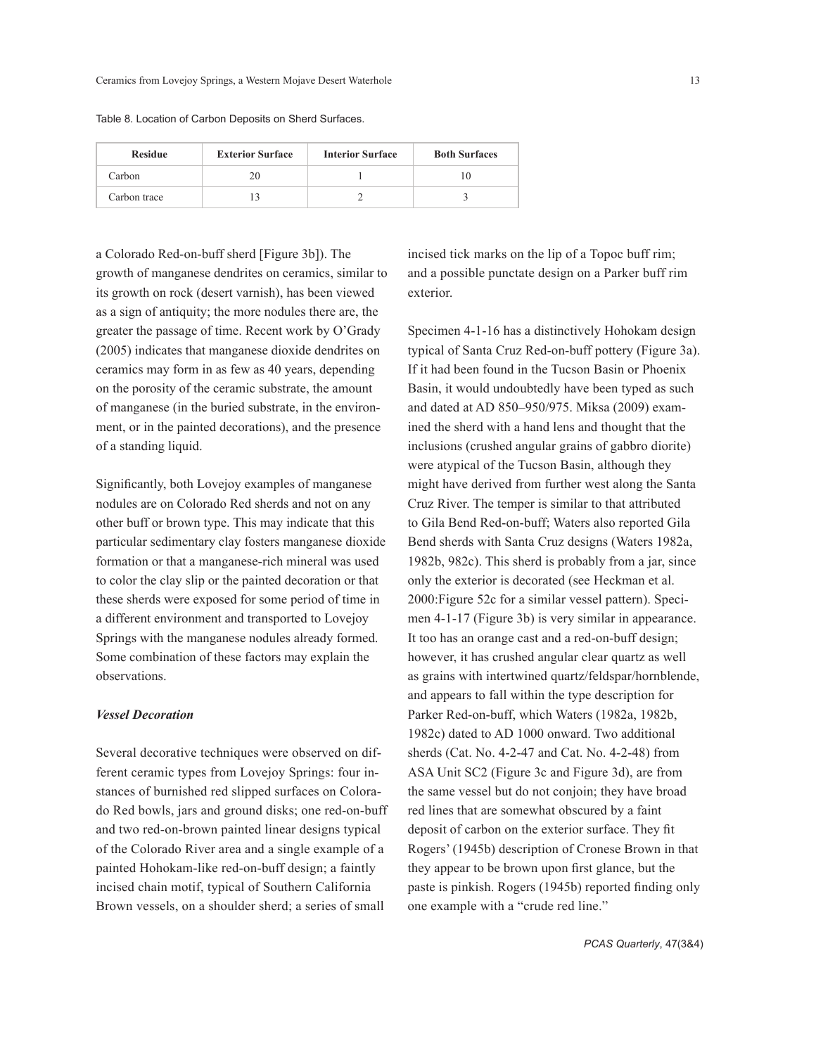Table 8. Location of Carbon Deposits on Sherd Surfaces.

| Residue | Exterior Surface | Interior Surface | Both Surfaces |
|---|---|---|---|
| Carbon | 20 | 1 | 10 |
| Carbon trace | 13 | 2 | 3 |

a Colorado Red-on-buff sherd [Figure 3b]). The growth of manganese dendrites on ceramics, similar to its growth on rock (desert varnish), has been viewed as a sign of antiquity; the more nodules there are, the greater the passage of time. Recent work by O'Grady (2005) indicates that manganese dioxide dendrites on ceramics may form in as few as 40 years, depending on the porosity of the ceramic substrate, the amount of manganese (in the buried substrate, in the environment, or in the painted decorations), and the presence of a standing liquid.

Significantly, both Lovejoy examples of manganese nodules are on Colorado Red sherds and not on any other buff or brown type. This may indicate that this particular sedimentary clay fosters manganese dioxide formation or that a manganese-rich mineral was used to color the clay slip or the painted decoration or that these sherds were exposed for some period of time in a different environment and transported to Lovejoy Springs with the manganese nodules already formed. Some combination of these factors may explain the observations.

### *Vessel Decoration*

Several decorative techniques were observed on different ceramic types from Lovejoy Springs: four instances of burnished red slipped surfaces on Colorado Red bowls, jars and ground disks; one red-on-buff and two red-on-brown painted linear designs typical of the Colorado River area and a single example of a painted Hohokam-like red-on-buff design; a faintly incised chain motif, typical of Southern California Brown vessels, on a shoulder sherd; a series of small incised tick marks on the lip of a Topoc buff rim; and a possible punctate design on a Parker buff rim exterior.

Specimen 4-1-16 has a distinctively Hohokam design typical of Santa Cruz Red-on-buff pottery (Figure 3a). If it had been found in the Tucson Basin or Phoenix Basin, it would undoubtedly have been typed as such and dated at AD 850–950/975. Miksa (2009) examined the sherd with a hand lens and thought that the inclusions (crushed angular grains of gabbro diorite) were atypical of the Tucson Basin, although they might have derived from further west along the Santa Cruz River. The temper is similar to that attributed to Gila Bend Red-on-buff; Waters also reported Gila Bend sherds with Santa Cruz designs (Waters 1982a, 1982b, 982c). This sherd is probably from a jar, since only the exterior is decorated (see Heckman et al. 2000:Figure 52c for a similar vessel pattern). Specimen 4-1-17 (Figure 3b) is very similar in appearance. It too has an orange cast and a red-on-buff design; however, it has crushed angular clear quartz as well as grains with intertwined quartz/feldspar/hornblende, and appears to fall within the type description for Parker Red-on-buff, which Waters (1982a, 1982b, 1982c) dated to AD 1000 onward. Two additional sherds (Cat. No. 4-2-47 and Cat. No. 4-2-48) from ASA Unit SC2 (Figure 3c and Figure 3d), are from the same vessel but do not conjoin; they have broad red lines that are somewhat obscured by a faint deposit of carbon on the exterior surface. They fit Rogers' (1945b) description of Cronese Brown in that they appear to be brown upon first glance, but the paste is pinkish. Rogers (1945b) reported finding only one example with a "crude red line."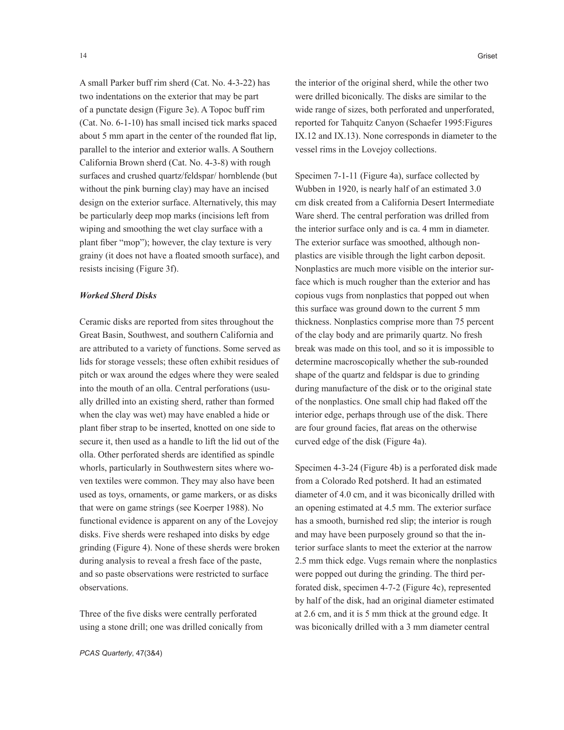A small Parker buff rim sherd (Cat. No. 4-3-22) has two indentations on the exterior that may be part of a punctate design (Figure 3e). A Topoc buff rim (Cat. No. 6-1-10) has small incised tick marks spaced about 5 mm apart in the center of the rounded flat lip, parallel to the interior and exterior walls. A Southern California Brown sherd (Cat. No. 4-3-8) with rough surfaces and crushed quartz/feldspar/ hornblende (but without the pink burning clay) may have an incised design on the exterior surface. Alternatively, this may be particularly deep mop marks (incisions left from wiping and smoothing the wet clay surface with a plant fiber "mop"); however, the clay texture is very grainy (it does not have a floated smooth surface), and resists incising (Figure 3f).

### *Worked Sherd Disks*

Ceramic disks are reported from sites throughout the Great Basin, Southwest, and southern California and are attributed to a variety of functions. Some served as lids for storage vessels; these often exhibit residues of pitch or wax around the edges where they were sealed into the mouth of an olla. Central perforations (usually drilled into an existing sherd, rather than formed when the clay was wet) may have enabled a hide or plant fiber strap to be inserted, knotted on one side to secure it, then used as a handle to lift the lid out of the olla. Other perforated sherds are identified as spindle whorls, particularly in Southwestern sites where woven textiles were common. They may also have been used as toys, ornaments, or game markers, or as disks that were on game strings (see Koerper 1988). No functional evidence is apparent on any of the Lovejoy disks. Five sherds were reshaped into disks by edge grinding (Figure 4). None of these sherds were broken during analysis to reveal a fresh face of the paste, and so paste observations were restricted to surface observations.

Three of the five disks were centrally perforated using a stone drill; one was drilled conically from the interior of the original sherd, while the other two were drilled biconically. The disks are similar to the wide range of sizes, both perforated and unperforated, reported for Tahquitz Canyon (Schaefer 1995:Figures IX.12 and IX.13). None corresponds in diameter to the vessel rims in the Lovejoy collections.

Specimen 7-1-11 (Figure 4a), surface collected by Wubben in 1920, is nearly half of an estimated 3.0 cm disk created from a California Desert Intermediate Ware sherd. The central perforation was drilled from the interior surface only and is ca. 4 mm in diameter. The exterior surface was smoothed, although non-plastics are visible through the light carbon deposit. Nonplastics are much more visible on the interior surface which is much rougher than the exterior and has copious vugs from nonplastics that popped out when this surface was ground down to the current 5 mm thickness. Nonplastics comprise more than 75 percent of the clay body and are primarily quartz. No fresh break was made on this tool, and so it is impossible to determine macroscopically whether the sub-rounded shape of the quartz and feldspar is due to grinding during manufacture of the disk or to the original state of the nonplastics. One small chip had flaked off the interior edge, perhaps through use of the disk. There are four ground facies, flat areas on the otherwise curved edge of the disk (Figure 4a).

Specimen 4-3-24 (Figure 4b) is a perforated disk made from a Colorado Red potsherd. It had an estimated diameter of 4.0 cm, and it was biconically drilled with an opening estimated at 4.5 mm. The exterior surface has a smooth, burnished red slip; the interior is rough and may have been purposely ground so that the interior surface slants to meet the exterior at the narrow 2.5 mm thick edge. Vugs remain where the nonplastics were popped out during the grinding. The third perforated disk, specimen 4-7-2 (Figure 4c), represented by half of the disk, had an original diameter estimated at 2.6 cm, and it is 5 mm thick at the ground edge. It was biconically drilled with a 3 mm diameter central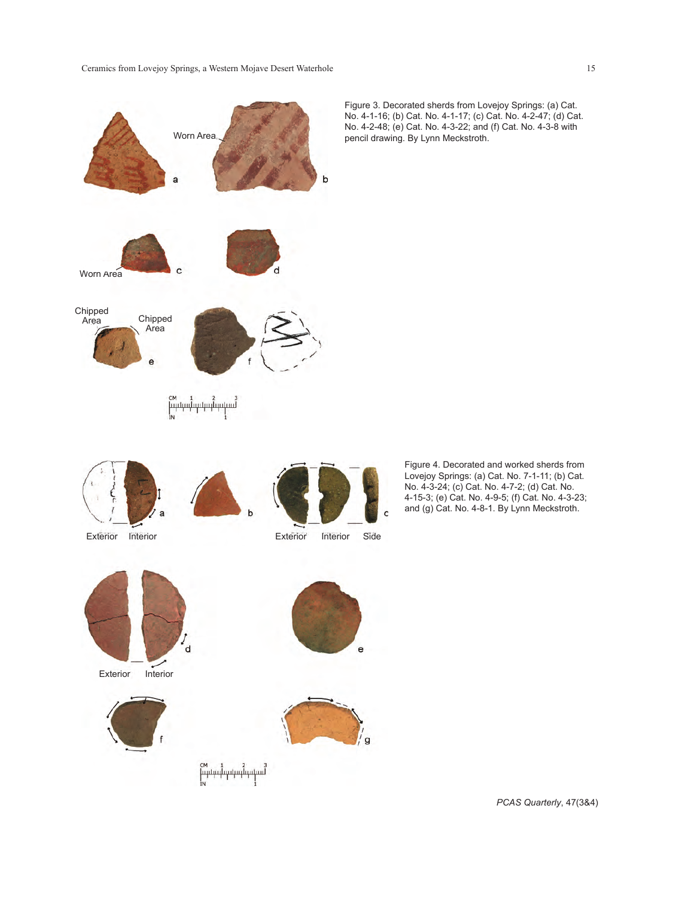Figure 3. Decorated sherds from Lovejoy Springs: (a) Cat. No. 4-1-16; (b) Cat. No. 4-1-17; (c) Cat. No. 4-2-47; (d) Cat. No. 4-2-48; (e) Cat. No. 4-3-22; and (f) Cat. No. 4-3-8 with pencil drawing. By Lynn Meckstroth.

Figure 4. Decorated and worked sherds from Lovejoy Springs: (a) Cat. No. 7-1-11; (b) Cat. No. 4-3-24; (c) Cat. No. 4-7-2; (d) Cat. No. 4-15-3; (e) Cat. No. 4-9-5; (f) Cat. No. 4-3-23; and (g) Cat. No. 4-8-1. By Lynn Meckstroth.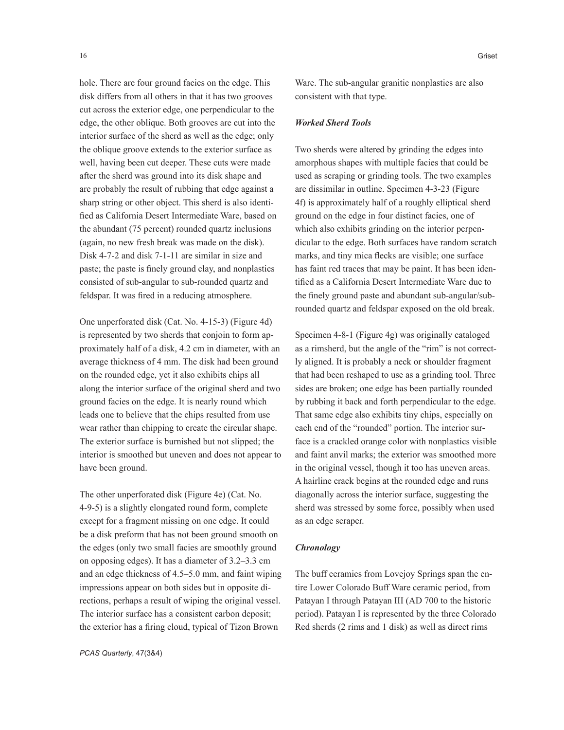hole. There are four ground facies on the edge. This disk differs from all others in that it has two grooves cut across the exterior edge, one perpendicular to the edge, the other oblique. Both grooves are cut into the interior surface of the sherd as well as the edge; only the oblique groove extends to the exterior surface as well, having been cut deeper. These cuts were made after the sherd was ground into its disk shape and are probably the result of rubbing that edge against a sharp string or other object. This sherd is also identified as California Desert Intermediate Ware, based on the abundant (75 percent) rounded quartz inclusions (again, no new fresh break was made on the disk). Disk 4-7-2 and disk 7-1-11 are similar in size and paste; the paste is finely ground clay, and nonplastics consisted of sub-angular to sub-rounded quartz and feldspar. It was fired in a reducing atmosphere.

One unperforated disk (Cat. No. 4-15-3) (Figure 4d) is represented by two sherds that conjoin to form approximately half of a disk, 4.2 cm in diameter, with an average thickness of 4 mm. The disk had been ground on the rounded edge, yet it also exhibits chips all along the interior surface of the original sherd and two ground facies on the edge. It is nearly round which leads one to believe that the chips resulted from use wear rather than chipping to create the circular shape. The exterior surface is burnished but not slipped; the interior is smoothed but uneven and does not appear to have been ground.

The other unperforated disk (Figure 4e) (Cat. No. 4-9-5) is a slightly elongated round form, complete except for a fragment missing on one edge. It could be a disk preform that has not been ground smooth on the edges (only two small facies are smoothly ground on opposing edges). It has a diameter of 3.2–3.3 cm and an edge thickness of 4.5–5.0 mm, and faint wiping impressions appear on both sides but in opposite directions, perhaps a result of wiping the original vessel. The interior surface has a consistent carbon deposit; the exterior has a firing cloud, typical of Tizon Brown Ware. The sub-angular granitic nonplastics are also consistent with that type.

### *Worked Sherd Tools*

Two sherds were altered by grinding the edges into amorphous shapes with multiple facies that could be used as scraping or grinding tools. The two examples are dissimilar in outline. Specimen 4-3-23 (Figure 4f) is approximately half of a roughly elliptical sherd ground on the edge in four distinct facies, one of which also exhibits grinding on the interior perpendicular to the edge. Both surfaces have random scratch marks, and tiny mica flecks are visible; one surface has faint red traces that may be paint. It has been identified as a California Desert Intermediate Ware due to the finely ground paste and abundant sub-angular/sub-rounded quartz and feldspar exposed on the old break.

Specimen 4-8-1 (Figure 4g) was originally cataloged as a rimsherd, but the angle of the "rim" is not correctly aligned. It is probably a neck or shoulder fragment that had been reshaped to use as a grinding tool. Three sides are broken; one edge has been partially rounded by rubbing it back and forth perpendicular to the edge. That same edge also exhibits tiny chips, especially on each end of the "rounded" portion. The interior surface is a crackled orange color with nonplastics visible and faint anvil marks; the exterior was smoothed more in the original vessel, though it too has uneven areas. A hairline crack begins at the rounded edge and runs diagonally across the interior surface, suggesting the sherd was stressed by some force, possibly when used as an edge scraper.

### *Chronology*

The buff ceramics from Lovejoy Springs span the entire Lower Colorado Buff Ware ceramic period, from Patayan I through Patayan III (AD 700 to the historic period). Patayan I is represented by the three Colorado Red sherds (2 rims and 1 disk) as well as direct rims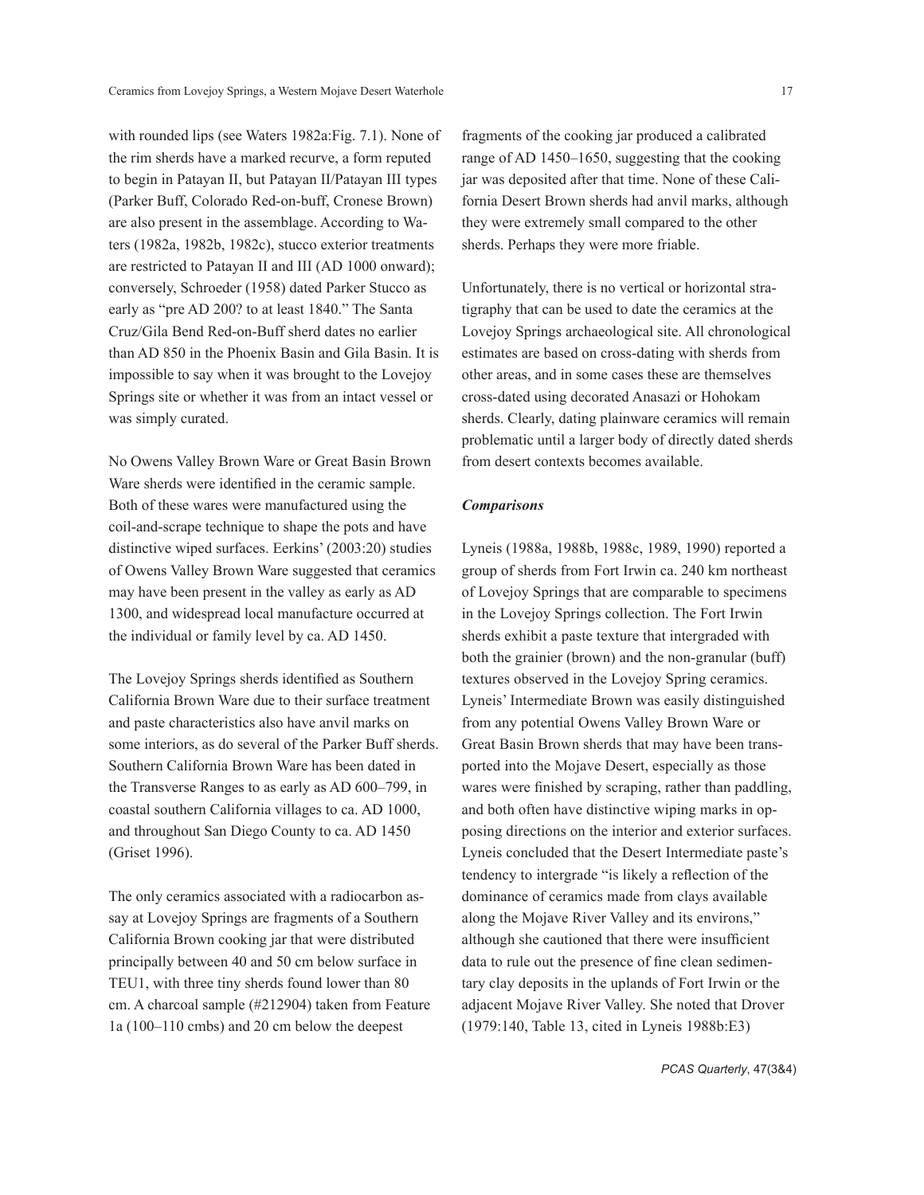with rounded lips (see Waters 1982a:Fig. 7.1). None of the rim sherds have a marked recurve, a form reputed to begin in Patayan II, but Patayan II/Patayan III types (Parker Buff, Colorado Red-on-buff, Cronese Brown) are also present in the assemblage. According to Waters (1982a, 1982b, 1982c), stucco exterior treatments are restricted to Patayan II and III (AD 1000 onward); conversely, Schroeder (1958) dated Parker Stucco as early as "pre AD 200? to at least 1840." The Santa Cruz/Gila Bend Red-on-Buff sherd dates no earlier than AD 850 in the Phoenix Basin and Gila Basin. It is impossible to say when it was brought to the Lovejoy Springs site or whether it was from an intact vessel or was simply curated.

No Owens Valley Brown Ware or Great Basin Brown Ware sherds were identified in the ceramic sample. Both of these wares were manufactured using the coil-and-scrape technique to shape the pots and have distinctive wiped surfaces. Eerkins' (2003:20) studies of Owens Valley Brown Ware suggested that ceramics may have been present in the valley as early as AD 1300, and widespread local manufacture occurred at the individual or family level by ca. AD 1450.

The Lovejoy Springs sherds identified as Southern California Brown Ware due to their surface treatment and paste characteristics also have anvil marks on some interiors, as do several of the Parker Buff sherds. Southern California Brown Ware has been dated in the Transverse Ranges to as early as AD 600–799, in coastal southern California villages to ca. AD 1000, and throughout San Diego County to ca. AD 1450 (Griset 1996).

The only ceramics associated with a radiocarbon assay at Lovejoy Springs are fragments of a Southern California Brown cooking jar that were distributed principally between 40 and 50 cm below surface in TEU1, with three tiny sherds found lower than 80 cm. A charcoal sample (#212904) taken from Feature 1a (100–110 cmbs) and 20 cm below the deepest fragments of the cooking jar produced a calibrated range of AD 1450–1650, suggesting that the cooking jar was deposited after that time. None of these California Desert Brown sherds had anvil marks, although they were extremely small compared to the other sherds. Perhaps they were more friable.

Unfortunately, there is no vertical or horizontal stratigraphy that can be used to date the ceramics at the Lovejoy Springs archaeological site. All chronological estimates are based on cross-dating with sherds from other areas, and in some cases these are themselves cross-dated using decorated Anasazi or Hohokam sherds. Clearly, dating plainware ceramics will remain problematic until a larger body of directly dated sherds from desert contexts becomes available.

### *Comparisons*

Lyneis (1988a, 1988b, 1988c, 1989, 1990) reported a group of sherds from Fort Irwin ca. 240 km northeast of Lovejoy Springs that are comparable to specimens in the Lovejoy Springs collection. The Fort Irwin sherds exhibit a paste texture that intergraded with both the grainier (brown) and the non-granular (buff) textures observed in the Lovejoy Spring ceramics. Lyneis' Intermediate Brown was easily distinguished from any potential Owens Valley Brown Ware or Great Basin Brown sherds that may have been transported into the Mojave Desert, especially as those wares were finished by scraping, rather than paddling, and both often have distinctive wiping marks in opposing directions on the interior and exterior surfaces. Lyneis concluded that the Desert Intermediate paste's tendency to intergrade "is likely a reflection of the dominance of ceramics made from clays available along the Mojave River Valley and its environs," although she cautioned that there were insufficient data to rule out the presence of fine clean sedimentary clay deposits in the uplands of Fort Irwin or the adjacent Mojave River Valley. She noted that Drover (1979:140, Table 13, cited in Lyneis 1988b:E3)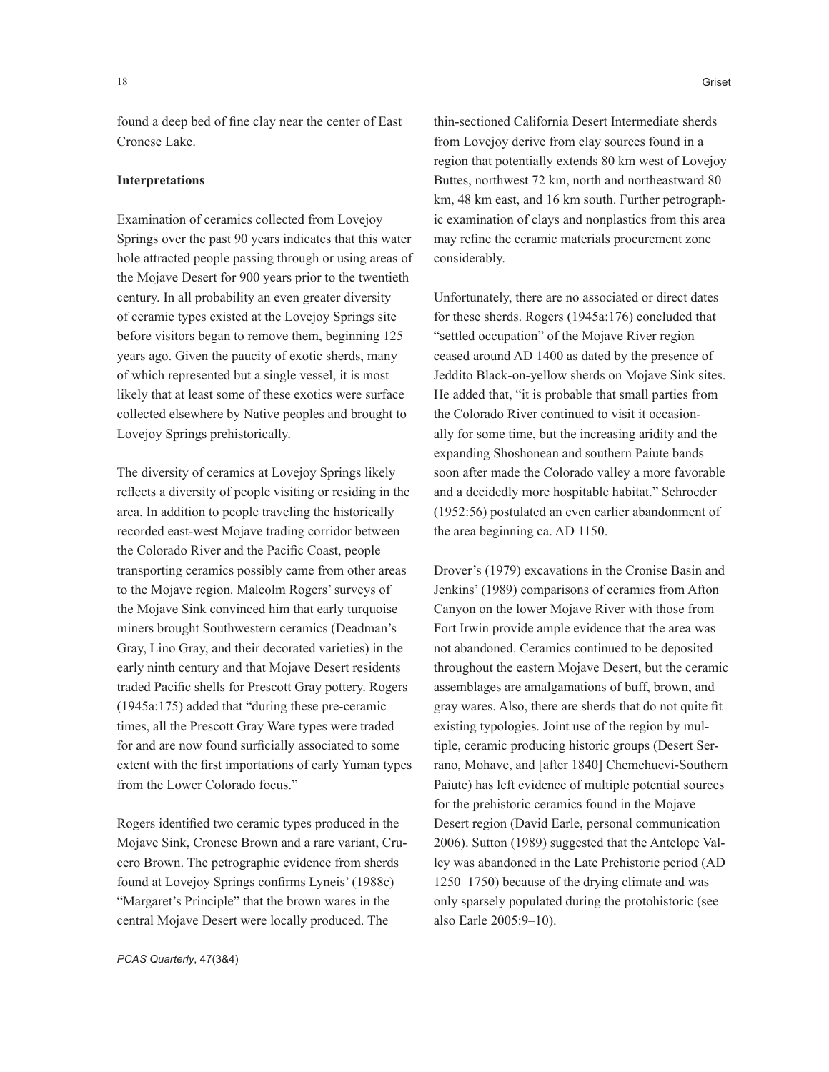found a deep bed of fine clay near the center of East Cronese Lake.

**Interpretations**

Examination of ceramics collected from Lovejoy Springs over the past 90 years indicates that this water hole attracted people passing through or using areas of the Mojave Desert for 900 years prior to the twentieth century. In all probability an even greater diversity of ceramic types existed at the Lovejoy Springs site before visitors began to remove them, beginning 125 years ago. Given the paucity of exotic sherds, many of which represented but a single vessel, it is most likely that at least some of these exotics were surface collected elsewhere by Native peoples and brought to Lovejoy Springs prehistorically.

The diversity of ceramics at Lovejoy Springs likely reflects a diversity of people visiting or residing in the area. In addition to people traveling the historically recorded east-west Mojave trading corridor between the Colorado River and the Pacific Coast, people transporting ceramics possibly came from other areas to the Mojave region. Malcolm Rogers' surveys of the Mojave Sink convinced him that early turquoise miners brought Southwestern ceramics (Deadman's Gray, Lino Gray, and their decorated varieties) in the early ninth century and that Mojave Desert residents traded Pacific shells for Prescott Gray pottery. Rogers (1945a:175) added that "during these pre-ceramic times, all the Prescott Gray Ware types were traded for and are now found surficially associated to some extent with the first importations of early Yuman types from the Lower Colorado focus."

Rogers identified two ceramic types produced in the Mojave Sink, Cronese Brown and a rare variant, Crucero Brown. The petrographic evidence from sherds found at Lovejoy Springs confirms Lyneis' (1988c) "Margaret's Principle" that the brown wares in the central Mojave Desert were locally produced. The thin-sectioned California Desert Intermediate sherds from Lovejoy derive from clay sources found in a region that potentially extends 80 km west of Lovejoy Buttes, northwest 72 km, north and northeastward 80 km, 48 km east, and 16 km south. Further petrographic examination of clays and nonplastics from this area may refine the ceramic materials procurement zone considerably.

Unfortunately, there are no associated or direct dates for these sherds. Rogers (1945a:176) concluded that "settled occupation" of the Mojave River region ceased around AD 1400 as dated by the presence of Jeddito Black-on-yellow sherds on Mojave Sink sites. He added that, "it is probable that small parties from the Colorado River continued to visit it occasionally for some time, but the increasing aridity and the expanding Shoshonean and southern Paiute bands soon after made the Colorado valley a more favorable and a decidedly more hospitable habitat." Schroeder (1952:56) postulated an even earlier abandonment of the area beginning ca. AD 1150.

Drover's (1979) excavations in the Cronise Basin and Jenkins' (1989) comparisons of ceramics from Afton Canyon on the lower Mojave River with those from Fort Irwin provide ample evidence that the area was not abandoned. Ceramics continued to be deposited throughout the eastern Mojave Desert, but the ceramic assemblages are amalgamations of buff, brown, and gray wares. Also, there are sherds that do not quite fit existing typologies. Joint use of the region by multiple, ceramic producing historic groups (Desert Serrano, Mohave, and [after 1840] Chemehuevi-Southern Paiute) has left evidence of multiple potential sources for the prehistoric ceramics found in the Mojave Desert region (David Earle, personal communication 2006). Sutton (1989) suggested that the Antelope Valley was abandoned in the Late Prehistoric period (AD 1250–1750) because of the drying climate and was only sparsely populated during the protohistoric (see also Earle 2005:9–10).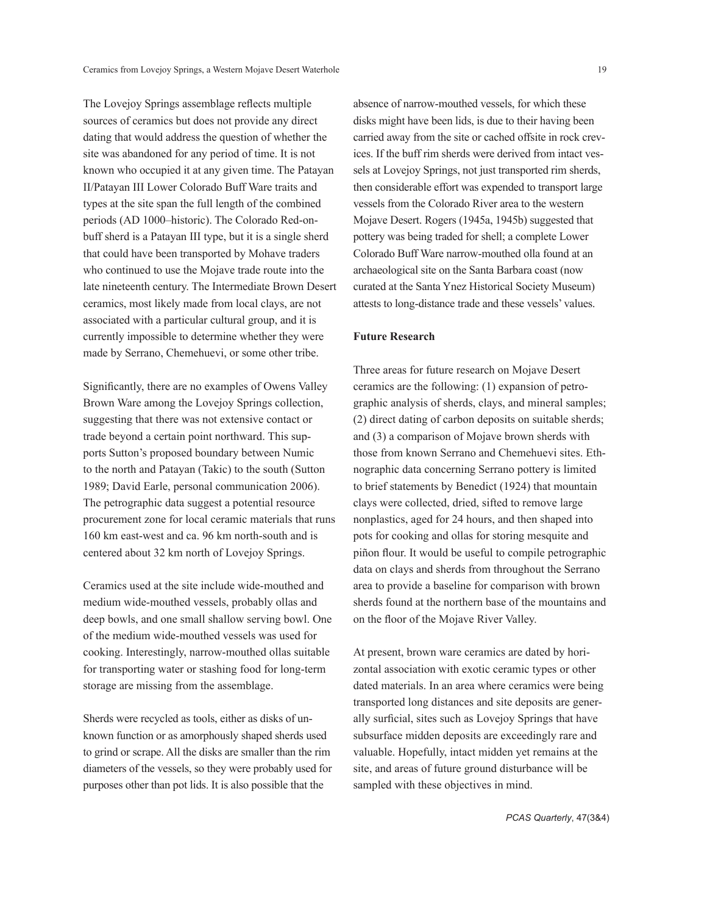The Lovejoy Springs assemblage reflects multiple sources of ceramics but does not provide any direct dating that would address the question of whether the site was abandoned for any period of time. It is not known who occupied it at any given time. The Patayan II/Patayan III Lower Colorado Buff Ware traits and types at the site span the full length of the combined periods (AD 1000–historic). The Colorado Red-on-buff sherd is a Patayan III type, but it is a single sherd that could have been transported by Mohave traders who continued to use the Mojave trade route into the late nineteenth century. The Intermediate Brown Desert ceramics, most likely made from local clays, are not associated with a particular cultural group, and it is currently impossible to determine whether they were made by Serrano, Chemehuevi, or some other tribe.

Significantly, there are no examples of Owens Valley Brown Ware among the Lovejoy Springs collection, suggesting that there was not extensive contact or trade beyond a certain point northward. This supports Sutton's proposed boundary between Numic to the north and Patayan (Takic) to the south (Sutton 1989; David Earle, personal communication 2006). The petrographic data suggest a potential resource procurement zone for local ceramic materials that runs 160 km east-west and ca. 96 km north-south and is centered about 32 km north of Lovejoy Springs.

Ceramics used at the site include wide-mouthed and medium wide-mouthed vessels, probably ollas and deep bowls, and one small shallow serving bowl. One of the medium wide-mouthed vessels was used for cooking. Interestingly, narrow-mouthed ollas suitable for transporting water or stashing food for long-term storage are missing from the assemblage.

Sherds were recycled as tools, either as disks of unknown function or as amorphously shaped sherds used to grind or scrape. All the disks are smaller than the rim diameters of the vessels, so they were probably used for purposes other than pot lids. It is also possible that the absence of narrow-mouthed vessels, for which these disks might have been lids, is due to their having been carried away from the site or cached offsite in rock crevices. If the buff rim sherds were derived from intact vessels at Lovejoy Springs, not just transported rim sherds, then considerable effort was expended to transport large vessels from the Colorado River area to the western Mojave Desert. Rogers (1945a, 1945b) suggested that pottery was being traded for shell; a complete Lower Colorado Buff Ware narrow-mouthed olla found at an archaeological site on the Santa Barbara coast (now curated at the Santa Ynez Historical Society Museum) attests to long-distance trade and these vessels' values.

**Future Research**

Three areas for future research on Mojave Desert ceramics are the following: (1) expansion of petrographic analysis of sherds, clays, and mineral samples; (2) direct dating of carbon deposits on suitable sherds; and (3) a comparison of Mojave brown sherds with those from known Serrano and Chemehuevi sites. Ethnographic data concerning Serrano pottery is limited to brief statements by Benedict (1924) that mountain clays were collected, dried, sifted to remove large nonplastics, aged for 24 hours, and then shaped into pots for cooking and ollas for storing mesquite and piñon flour. It would be useful to compile petrographic data on clays and sherds from throughout the Serrano area to provide a baseline for comparison with brown sherds found at the northern base of the mountains and on the floor of the Mojave River Valley.

At present, brown ware ceramics are dated by horizontal association with exotic ceramic types or other dated materials. In an area where ceramics were being transported long distances and site deposits are generally surficial, sites such as Lovejoy Springs that have subsurface midden deposits are exceedingly rare and valuable. Hopefully, intact midden yet remains at the site, and areas of future ground disturbance will be sampled with these objectives in mind.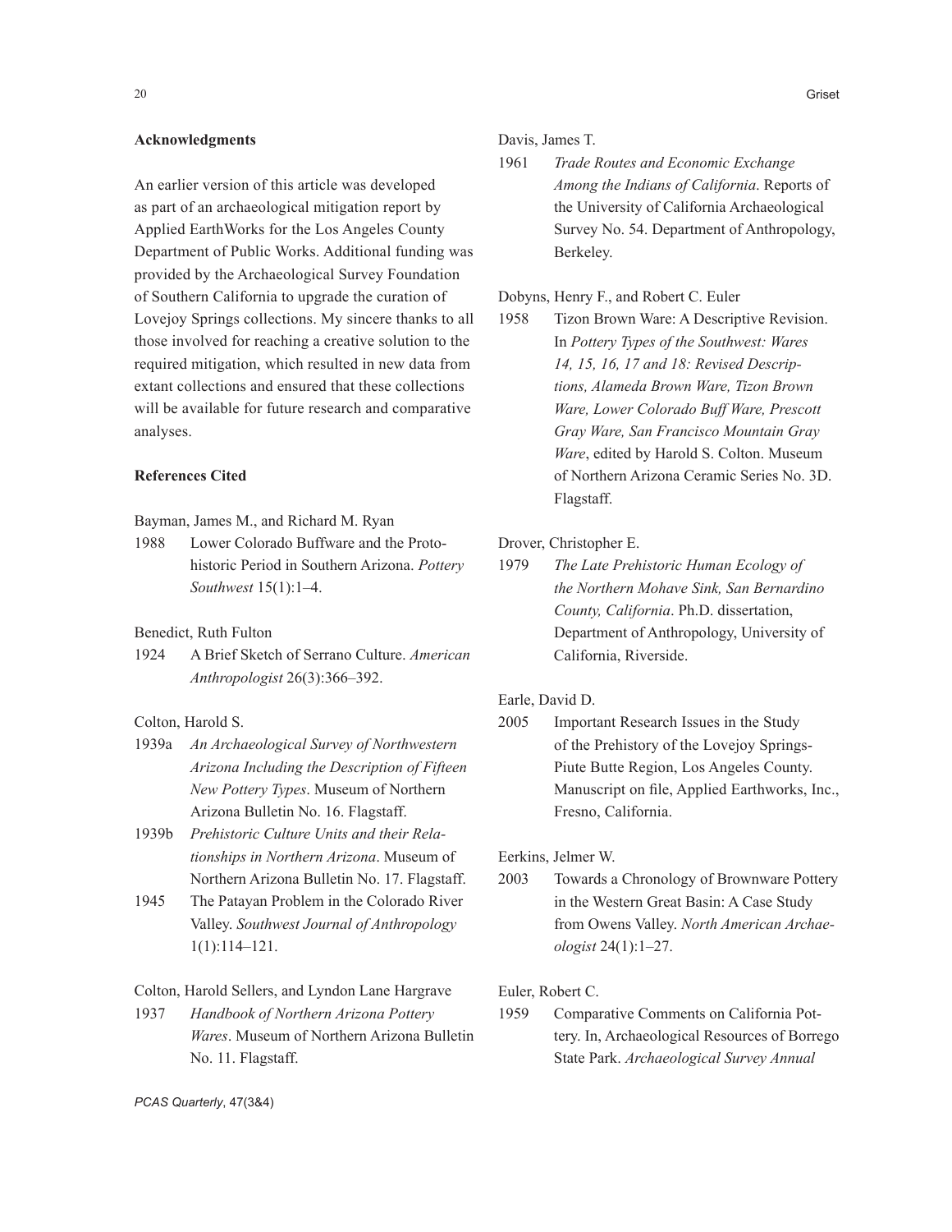### Acknowledgments

An earlier version of this article was developed as part of an archaeological mitigation report by Applied EarthWorks for the Los Angeles County Department of Public Works. Additional funding was provided by the Archaeological Survey Foundation of Southern California to upgrade the curation of Lovejoy Springs collections. My sincere thanks to all those involved for reaching a creative solution to the required mitigation, which resulted in new data from extant collections and ensured that these collections will be available for future research and comparative analyses.

### References Cited

Bayman, James M., and Richard M. Ryan

1988 Lower Colorado Buffware and the Protohistoric Period in Southern Arizona. *Pottery Southwest* 15(1):1–4.

Benedict, Ruth Fulton

1924 A Brief Sketch of Serrano Culture. *American Anthropologist* 26(3):366–392.

Colton, Harold S.

1939a *An Archaeological Survey of Northwestern Arizona Including the Description of Fifteen New Pottery Types*. Museum of Northern Arizona Bulletin No. 16. Flagstaff.

1939b *Prehistoric Culture Units and their Relationships in Northern Arizona*. Museum of Northern Arizona Bulletin No. 17. Flagstaff.

1945 The Patayan Problem in the Colorado River Valley. *Southwest Journal of Anthropology* 1(1):114–121.

Colton, Harold Sellers, and Lyndon Lane Hargrave

1937 *Handbook of Northern Arizona Pottery Wares*. Museum of Northern Arizona Bulletin No. 11. Flagstaff.

Davis, James T.

1961 *Trade Routes and Economic Exchange Among the Indians of California*. Reports of the University of California Archaeological Survey No. 54. Department of Anthropology, Berkeley.

Dobyns, Henry F., and Robert C. Euler

1958 Tizon Brown Ware: A Descriptive Revision. In *Pottery Types of the Southwest: Wares 14, 15, 16, 17 and 18: Revised Descriptions, Alameda Brown Ware, Tizon Brown Ware, Lower Colorado Buff Ware, Prescott Gray Ware, San Francisco Mountain Gray Ware*, edited by Harold S. Colton. Museum of Northern Arizona Ceramic Series No. 3D. Flagstaff.

Drover, Christopher E.

1979 *The Late Prehistoric Human Ecology of the Northern Mohave Sink, San Bernardino County, California*. Ph.D. dissertation, Department of Anthropology, University of California, Riverside.

Earle, David D.

2005 Important Research Issues in the Study of the Prehistory of the Lovejoy Springs-Piute Butte Region, Los Angeles County. Manuscript on file, Applied Earthworks, Inc., Fresno, California.

Eerkins, Jelmer W.

2003 Towards a Chronology of Brownware Pottery in the Western Great Basin: A Case Study from Owens Valley. *North American Archaeologist* 24(1):1–27.

Euler, Robert C.

1959 Comparative Comments on California Pottery. In, Archaeological Resources of Borrego State Park. *Archaeological Survey Annual*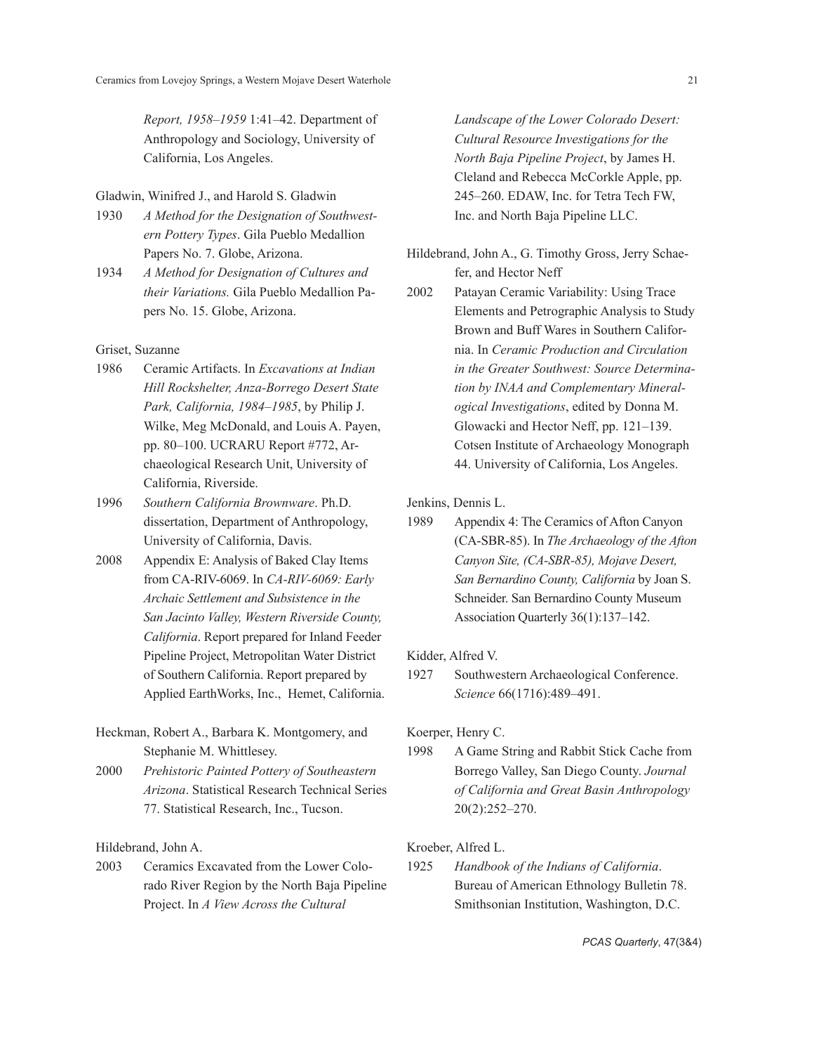*Report, 1958–1959* 1:41–42. Department of Anthropology and Sociology, University of California, Los Angeles.

Gladwin, Winifred J., and Harold S. Gladwin

1930 *A Method for the Designation of Southwestern Pottery Types*. Gila Pueblo Medallion Papers No. 7. Globe, Arizona.

1934 *A Method for Designation of Cultures and their Variations.* Gila Pueblo Medallion Papers No. 15. Globe, Arizona.

Griset, Suzanne

1986 Ceramic Artifacts. In *Excavations at Indian Hill Rockshelter, Anza-Borrego Desert State Park, California, 1984–1985*, by Philip J. Wilke, Meg McDonald, and Louis A. Payen, pp. 80–100. UCRARU Report #772, Archaeological Research Unit, University of California, Riverside.

1996 *Southern California Brownware*. Ph.D. dissertation, Department of Anthropology, University of California, Davis.

2008 Appendix E: Analysis of Baked Clay Items from CA-RIV-6069. In *CA-RIV-6069: Early Archaic Settlement and Subsistence in the San Jacinto Valley, Western Riverside County, California*. Report prepared for Inland Feeder Pipeline Project, Metropolitan Water District of Southern California. Report prepared by Applied EarthWorks, Inc., Hemet, California.

Heckman, Robert A., Barbara K. Montgomery, and Stephanie M. Whittlesey.

2000 *Prehistoric Painted Pottery of Southeastern Arizona*. Statistical Research Technical Series 77. Statistical Research, Inc., Tucson.

Hildebrand, John A.

2003 Ceramics Excavated from the Lower Colorado River Region by the North Baja Pipeline Project. In *A View Across the Cultural Landscape of the Lower Colorado Desert: Cultural Resource Investigations for the North Baja Pipeline Project*, by James H. Cleland and Rebecca McCorkle Apple, pp. 245–260. EDAW, Inc. for Tetra Tech FW, Inc. and North Baja Pipeline LLC.

Hildebrand, John A., G. Timothy Gross, Jerry Schaefer, and Hector Neff

2002 Patayan Ceramic Variability: Using Trace Elements and Petrographic Analysis to Study Brown and Buff Wares in Southern California. In *Ceramic Production and Circulation in the Greater Southwest: Source Determination by INAA and Complementary Mineralogical Investigations*, edited by Donna M. Glowacki and Hector Neff, pp. 121–139. Cotsen Institute of Archaeology Monograph 44. University of California, Los Angeles.

Jenkins, Dennis L.

1989 Appendix 4: The Ceramics of Afton Canyon (CA-SBR-85). In *The Archaeology of the Afton Canyon Site, (CA-SBR-85), Mojave Desert, San Bernardino County, California* by Joan S. Schneider. San Bernardino County Museum Association Quarterly 36(1):137–142.

Kidder, Alfred V.

1927 Southwestern Archaeological Conference. *Science* 66(1716):489–491.

Koerper, Henry C.

1998 A Game String and Rabbit Stick Cache from Borrego Valley, San Diego County. *Journal of California and Great Basin Anthropology* 20(2):252–270.

Kroeber, Alfred L.

1925 *Handbook of the Indians of California*. Bureau of American Ethnology Bulletin 78. Smithsonian Institution, Washington, D.C.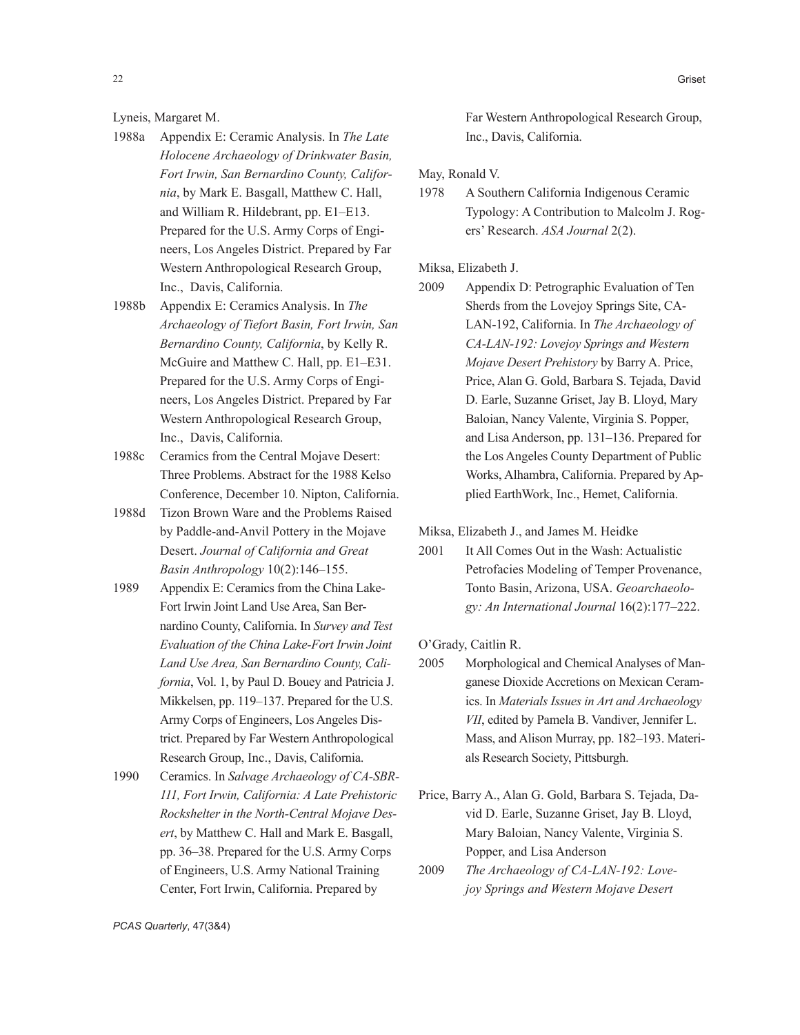Lyneis, Margaret M.

1988a Appendix E: Ceramic Analysis. In *The Late Holocene Archaeology of Drinkwater Basin, Fort Irwin, San Bernardino County, California*, by Mark E. Basgall, Matthew C. Hall, and William R. Hildebrant, pp. E1–E13. Prepared for the U.S. Army Corps of Engineers, Los Angeles District. Prepared by Far Western Anthropological Research Group, Inc., Davis, California.

1988b Appendix E: Ceramics Analysis. In *The Archaeology of Tiefort Basin, Fort Irwin, San Bernardino County, California*, by Kelly R. McGuire and Matthew C. Hall, pp. E1–E31. Prepared for the U.S. Army Corps of Engineers, Los Angeles District. Prepared by Far Western Anthropological Research Group, Inc., Davis, California.

1988c Ceramics from the Central Mojave Desert: Three Problems. Abstract for the 1988 Kelso Conference, December 10. Nipton, California.

1988d Tizon Brown Ware and the Problems Raised by Paddle-and-Anvil Pottery in the Mojave Desert. *Journal of California and Great Basin Anthropology* 10(2):146–155.

1989 Appendix E: Ceramics from the China Lake-Fort Irwin Joint Land Use Area, San Bernardino County, California. In *Survey and Test Evaluation of the China Lake-Fort Irwin Joint Land Use Area, San Bernardino County, California*, Vol. 1, by Paul D. Bouey and Patricia J. Mikkelsen, pp. 119–137. Prepared for the U.S. Army Corps of Engineers, Los Angeles District. Prepared by Far Western Anthropological Research Group, Inc., Davis, California.

1990 Ceramics. In *Salvage Archaeology of CA-SBR-111, Fort Irwin, California: A Late Prehistoric Rockshelter in the North-Central Mojave Desert*, by Matthew C. Hall and Mark E. Basgall, pp. 36–38. Prepared for the U.S. Army Corps of Engineers, U.S. Army National Training Center, Fort Irwin, California. Prepared by Far Western Anthropological Research Group, Inc., Davis, California.

May, Ronald V.

1978 A Southern California Indigenous Ceramic Typology: A Contribution to Malcolm J. Rogers' Research. *ASA Journal* 2(2).

Miksa, Elizabeth J.

2009 Appendix D: Petrographic Evaluation of Ten Sherds from the Lovejoy Springs Site, CA-LAN-192, California. In *The Archaeology of CA-LAN-192: Lovejoy Springs and Western Mojave Desert Prehistory* by Barry A. Price, Price, Alan G. Gold, Barbara S. Tejada, David D. Earle, Suzanne Griset, Jay B. Lloyd, Mary Baloian, Nancy Valente, Virginia S. Popper, and Lisa Anderson, pp. 131–136. Prepared for the Los Angeles County Department of Public Works, Alhambra, California. Prepared by Applied EarthWork, Inc., Hemet, California.

Miksa, Elizabeth J., and James M. Heidke

2001 It All Comes Out in the Wash: Actualistic Petrofacies Modeling of Temper Provenance, Tonto Basin, Arizona, USA. *Geoarchaeology: An International Journal* 16(2):177–222.

O'Grady, Caitlin R.

2005 Morphological and Chemical Analyses of Manganese Dioxide Accretions on Mexican Ceramics. In *Materials Issues in Art and Archaeology VII*, edited by Pamela B. Vandiver, Jennifer L. Mass, and Alison Murray, pp. 182–193. Materials Research Society, Pittsburgh.

Price, Barry A., Alan G. Gold, Barbara S. Tejada, David D. Earle, Suzanne Griset, Jay B. Lloyd, Mary Baloian, Nancy Valente, Virginia S. Popper, and Lisa Anderson

2009 *The Archaeology of CA-LAN-192: Lovejoy Springs and Western Mojave Desert*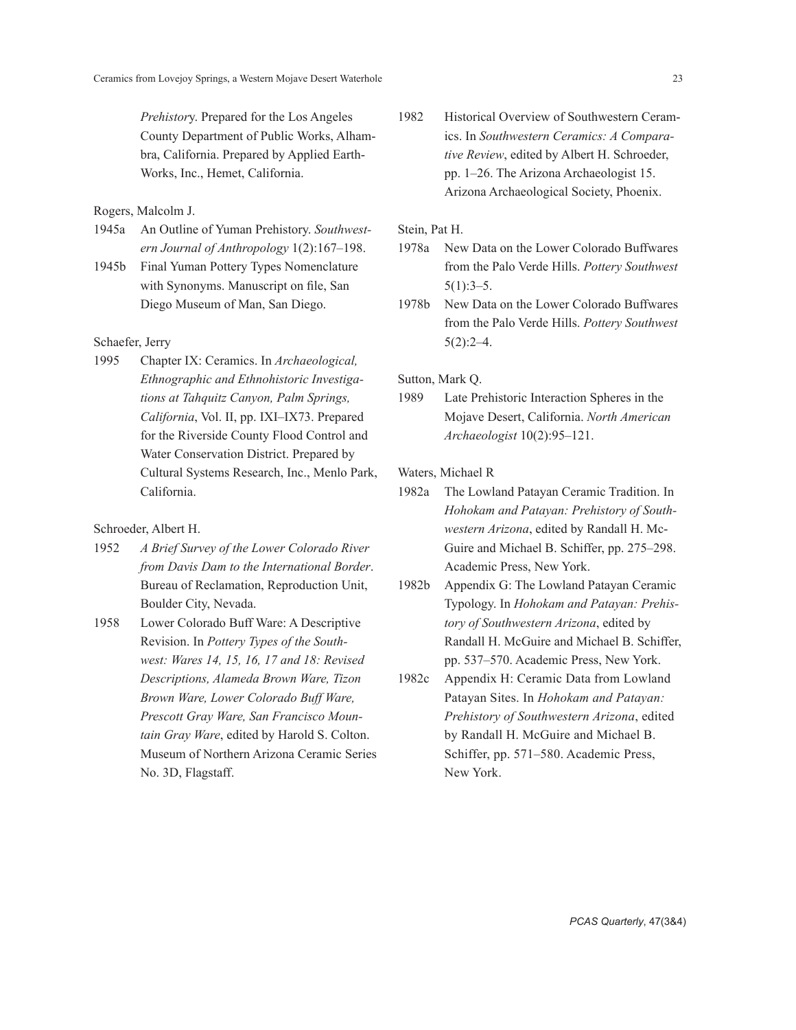*Prehistory*. Prepared for the Los Angeles County Department of Public Works, Alhambra, California. Prepared by Applied EarthWorks, Inc., Hemet, California.

Rogers, Malcolm J.

1945a An Outline of Yuman Prehistory. *Southwestern Journal of Anthropology* 1(2):167–198.

1945b Final Yuman Pottery Types Nomenclature with Synonyms. Manuscript on file, San Diego Museum of Man, San Diego.

Schaefer, Jerry

1995 Chapter IX: Ceramics. In *Archaeological, Ethnographic and Ethnohistoric Investigations at Tahquitz Canyon, Palm Springs, California*, Vol. II, pp. IXI–IX73. Prepared for the Riverside County Flood Control and Water Conservation District. Prepared by Cultural Systems Research, Inc., Menlo Park, California.

Schroeder, Albert H.

1952 *A Brief Survey of the Lower Colorado River from Davis Dam to the International Border*. Bureau of Reclamation, Reproduction Unit, Boulder City, Nevada.

1958 Lower Colorado Buff Ware: A Descriptive Revision. In *Pottery Types of the Southwest: Wares 14, 15, 16, 17 and 18: Revised Descriptions, Alameda Brown Ware, Tizon Brown Ware, Lower Colorado Buff Ware, Prescott Gray Ware, San Francisco Mountain Gray Ware*, edited by Harold S. Colton. Museum of Northern Arizona Ceramic Series No. 3D, Flagstaff.

1982 Historical Overview of Southwestern Ceramics. In *Southwestern Ceramics: A Comparative Review*, edited by Albert H. Schroeder, pp. 1–26. The Arizona Archaeologist 15. Arizona Archaeological Society, Phoenix.

Stein, Pat H.

1978a New Data on the Lower Colorado Buffwares from the Palo Verde Hills. *Pottery Southwest* 5(1):3–5.

1978b New Data on the Lower Colorado Buffwares from the Palo Verde Hills. *Pottery Southwest* 5(2):2–4.

Sutton, Mark Q.

1989 Late Prehistoric Interaction Spheres in the Mojave Desert, California. *North American Archaeologist* 10(2):95–121.

Waters, Michael R

1982a The Lowland Patayan Ceramic Tradition. In *Hohokam and Patayan: Prehistory of Southwestern Arizona*, edited by Randall H. McGuire and Michael B. Schiffer, pp. 275–298. Academic Press, New York.

1982b Appendix G: The Lowland Patayan Ceramic Typology. In *Hohokam and Patayan: Prehistory of Southwestern Arizona*, edited by Randall H. McGuire and Michael B. Schiffer, pp. 537–570. Academic Press, New York.

1982c Appendix H: Ceramic Data from Lowland Patayan Sites. In *Hohokam and Patayan: Prehistory of Southwestern Arizona*, edited by Randall H. McGuire and Michael B. Schiffer, pp. 571–580. Academic Press, New York.